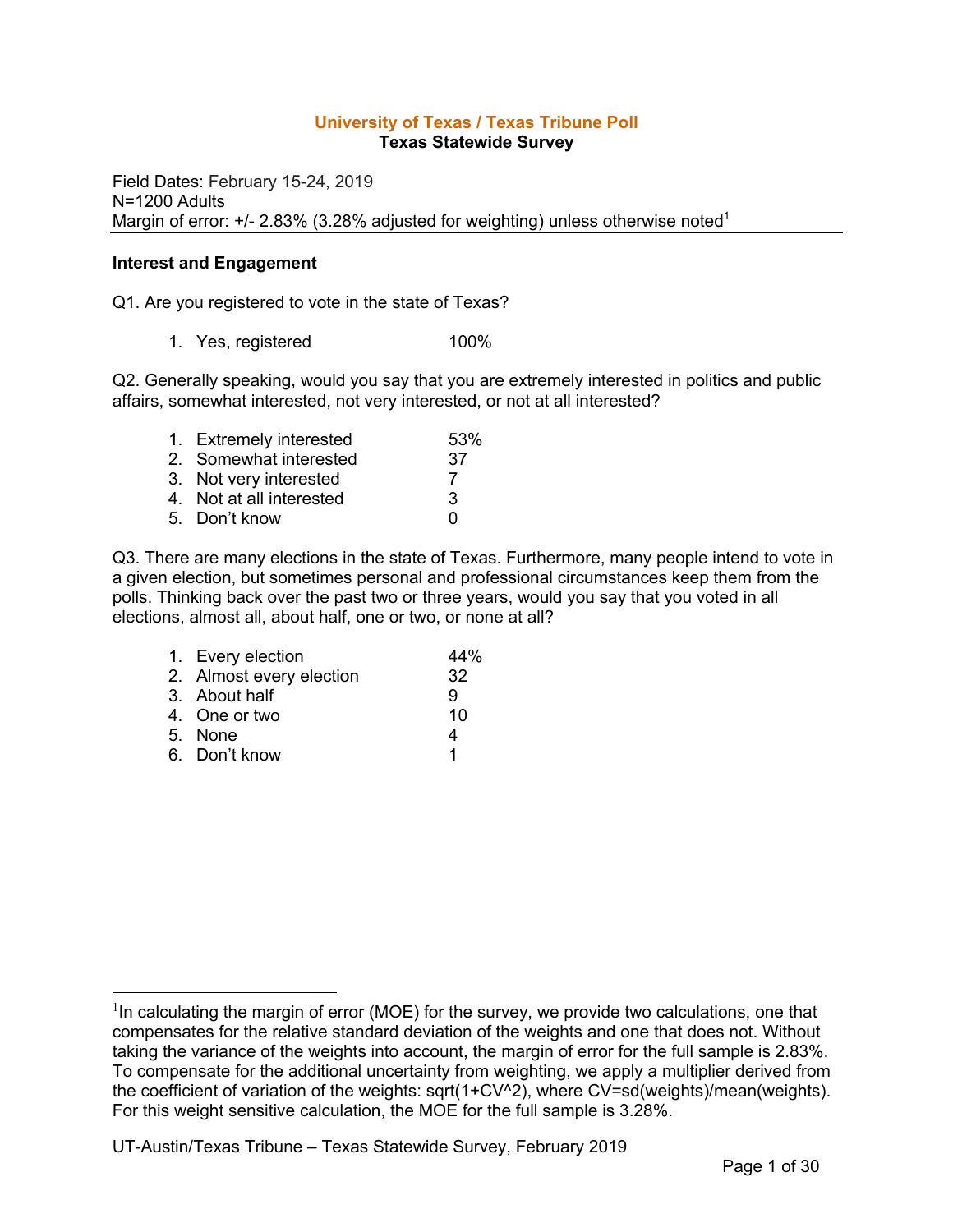# University of Texas / Texas Tribune Poll
## Texas Statewide Survey

Field Dates: February 15-24, 2019
N=1200 Adults
Margin of error: +/- 2.83% (3.28% adjusted for weighting) unless otherwise noted[1]

### Interest and Engagement

Q1. Are you registered to vote in the state of Texas?

| | |
|---|---|
| 1. Yes, registered | 100% |

Q2. Generally speaking, would you say that you are extremely interested in politics and public affairs, somewhat interested, not very interested, or not at all interested?

| | |
|---|---|
| 1. Extremely interested | 53% |
| 2. Somewhat interested | 37 |
| 3. Not very interested | 7 |
| 4. Not at all interested | 3 |
| 5. Don't know | 0 |

Q3. There are many elections in the state of Texas. Furthermore, many people intend to vote in a given election, but sometimes personal and professional circumstances keep them from the polls. Thinking back over the past two or three years, would you say that you voted in all elections, almost all, about half, one or two, or none at all?

| | |
|---|---|
| 1. Every election | 44% |
| 2. Almost every election | 32 |
| 3. About half | 9 |
| 4. One or two | 10 |
| 5. None | 4 |
| 6. Don't know | 1 |

[1] In calculating the margin of error (MOE) for the survey, we provide two calculations, one that compensates for the relative standard deviation of the weights and one that does not. Without taking the variance of the weights into account, the margin of error for the full sample is 2.83%. To compensate for the additional uncertainty from weighting, we apply a multiplier derived from the coefficient of variation of the weights: sqrt(1+CV^2), where CV=sd(weights)/mean(weights). For this weight sensitive calculation, the MOE for the full sample is 3.28%.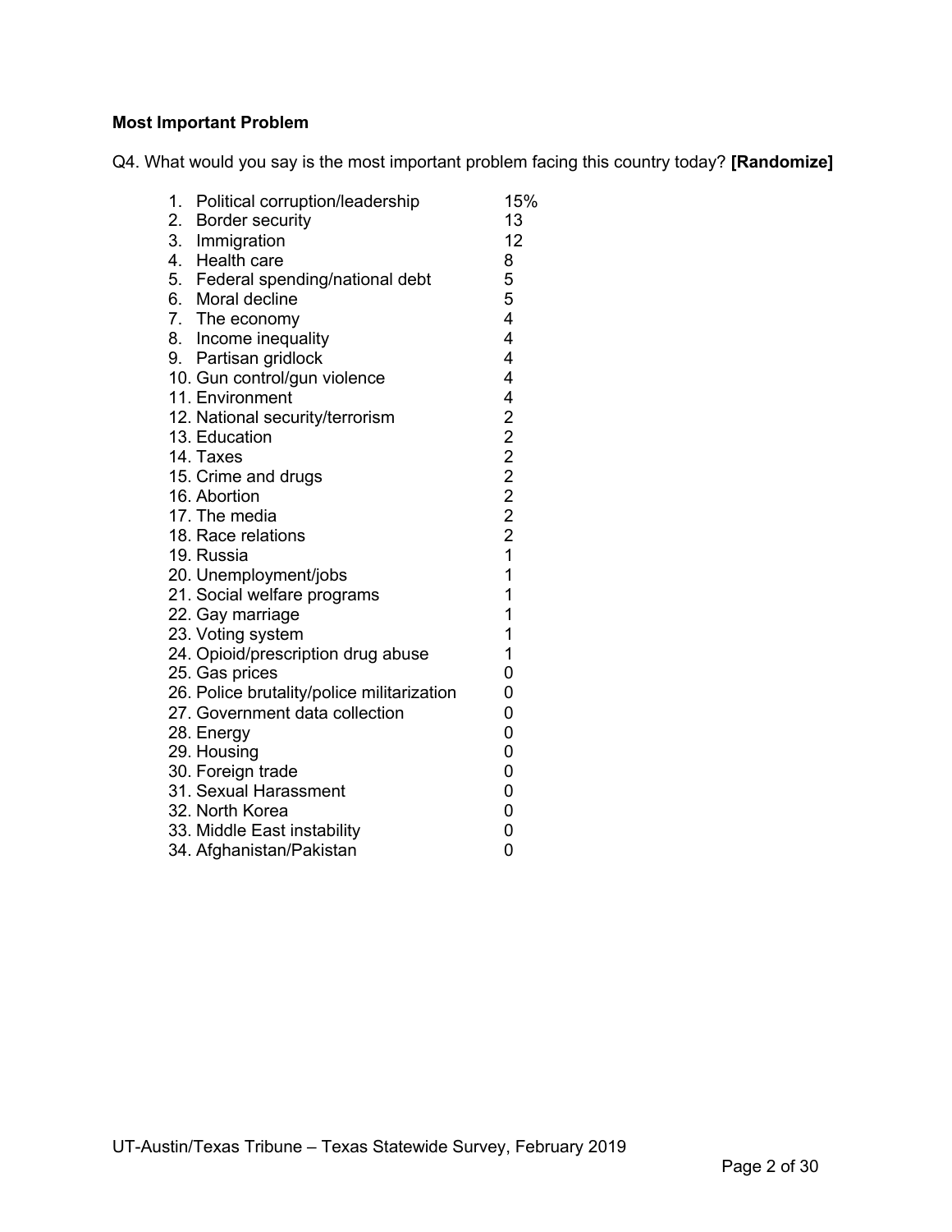**Most Important Problem**

Q4. What would you say is the most important problem facing this country today? **[Randomize]**

| | |
|---|---|
| 1. Political corruption/leadership | 15% |
| 2. Border security | 13 |
| 3. Immigration | 12 |
| 4. Health care | 8 |
| 5. Federal spending/national debt | 5 |
| 6. Moral decline | 5 |
| 7. The economy | 4 |
| 8. Income inequality | 4 |
| 9. Partisan gridlock | 4 |
| 10. Gun control/gun violence | 4 |
| 11. Environment | 4 |
| 12. National security/terrorism | 2 |
| 13. Education | 2 |
| 14. Taxes | 2 |
| 15. Crime and drugs | 2 |
| 16. Abortion | 2 |
| 17. The media | 2 |
| 18. Race relations | 2 |
| 19. Russia | 1 |
| 20. Unemployment/jobs | 1 |
| 21. Social welfare programs | 1 |
| 22. Gay marriage | 1 |
| 23. Voting system | 1 |
| 24. Opioid/prescription drug abuse | 1 |
| 25. Gas prices | 0 |
| 26. Police brutality/police militarization | 0 |
| 27. Government data collection | 0 |
| 28. Energy | 0 |
| 29. Housing | 0 |
| 30. Foreign trade | 0 |
| 31. Sexual Harassment | 0 |
| 32. North Korea | 0 |
| 33. Middle East instability | 0 |
| 34. Afghanistan/Pakistan | 0 |

UT-Austin/Texas Tribune – Texas Statewide Survey, February 2019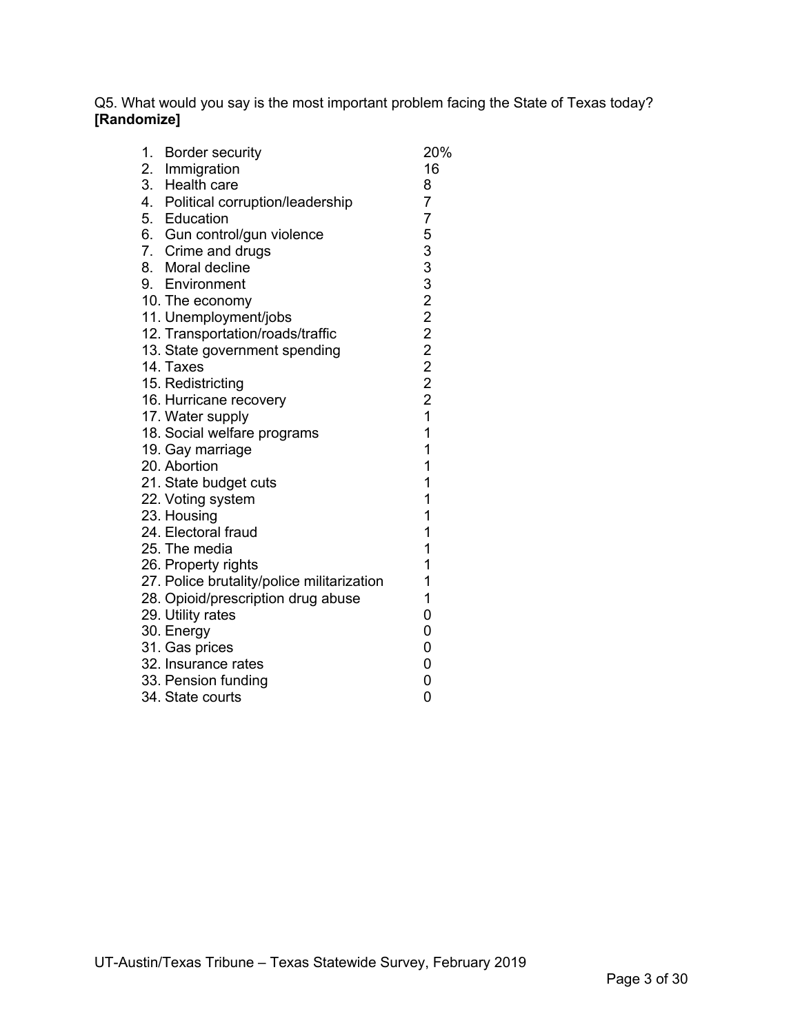Q5. What would you say is the most important problem facing the State of Texas today? **[Randomize]**

| | |
|---|---|
| 1. Border security | 20% |
| 2. Immigration | 16 |
| 3. Health care | 8 |
| 4. Political corruption/leadership | 7 |
| 5. Education | 7 |
| 6. Gun control/gun violence | 5 |
| 7. Crime and drugs | 3 |
| 8. Moral decline | 3 |
| 9. Environment | 3 |
| 10. The economy | 2 |
| 11. Unemployment/jobs | 2 |
| 12. Transportation/roads/traffic | 2 |
| 13. State government spending | 2 |
| 14. Taxes | 2 |
| 15. Redistricting | 2 |
| 16. Hurricane recovery | 2 |
| 17. Water supply | 1 |
| 18. Social welfare programs | 1 |
| 19. Gay marriage | 1 |
| 20. Abortion | 1 |
| 21. State budget cuts | 1 |
| 22. Voting system | 1 |
| 23. Housing | 1 |
| 24. Electoral fraud | 1 |
| 25. The media | 1 |
| 26. Property rights | 1 |
| 27. Police brutality/police militarization | 1 |
| 28. Opioid/prescription drug abuse | 1 |
| 29. Utility rates | 0 |
| 30. Energy | 0 |
| 31. Gas prices | 0 |
| 32. Insurance rates | 0 |
| 33. Pension funding | 0 |
| 34. State courts | 0 |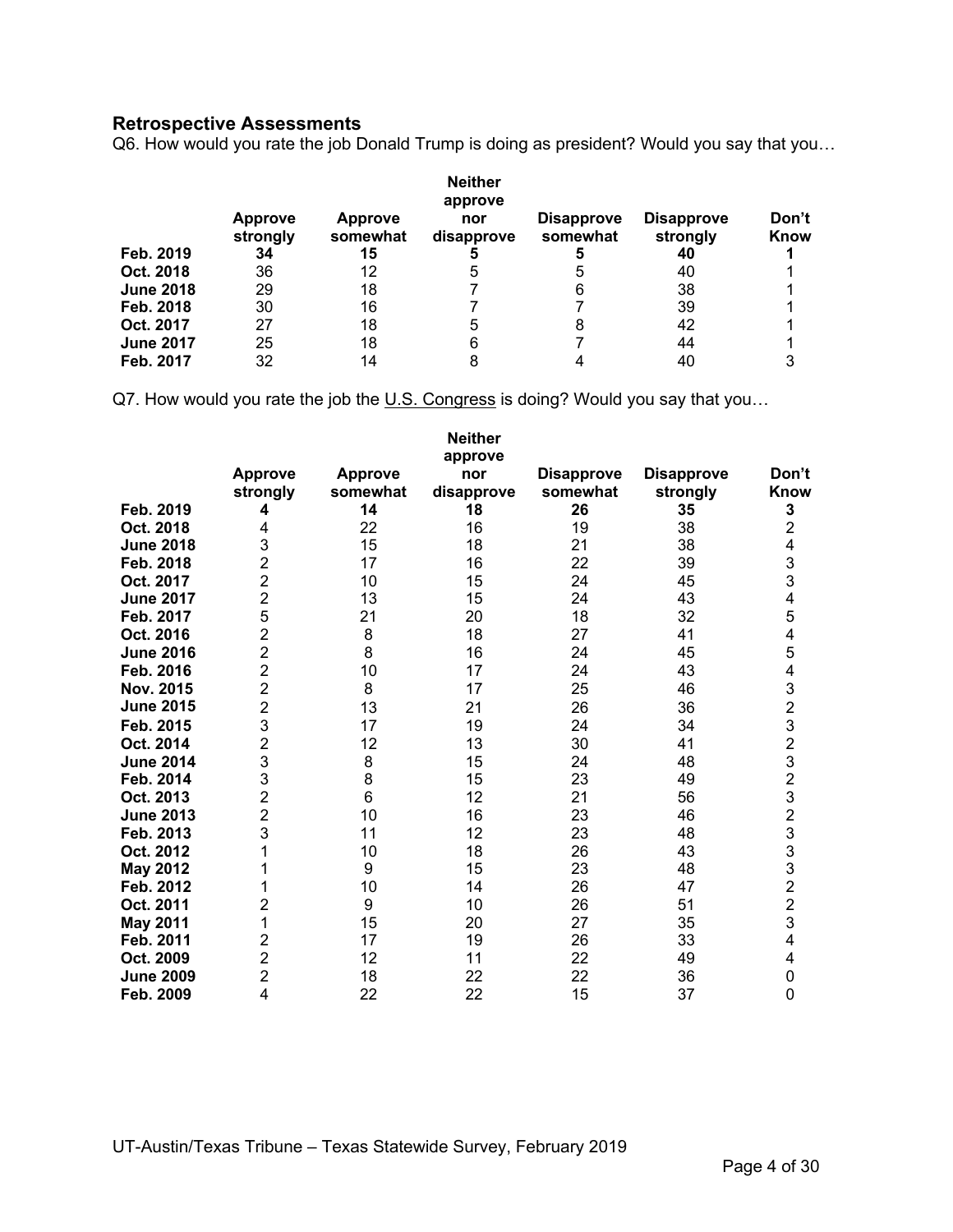## Retrospective Assessments

Q6. How would you rate the job Donald Trump is doing as president? Would you say that you…

| | Approve strongly | Approve somewhat | Neither approve nor disapprove | Disapprove somewhat | Disapprove strongly | Don't Know |
|---|---|---|---|---|---|---|
| **Feb. 2019** | **34** | **15** | **5** | **5** | **40** | **1** |
| **Oct. 2018** | 36 | 12 | 5 | 5 | 40 | 1 |
| **June 2018** | 29 | 18 | 7 | 6 | 38 | 1 |
| **Feb. 2018** | 30 | 16 | 7 | 7 | 39 | 1 |
| **Oct. 2017** | 27 | 18 | 5 | 8 | 42 | 1 |
| **June 2017** | 25 | 18 | 6 | 7 | 44 | 1 |
| **Feb. 2017** | 32 | 14 | 8 | 4 | 40 | 3 |

Q7. How would you rate the job the U.S. Congress is doing? Would you say that you…

| | Approve strongly | Approve somewhat | Neither approve nor disapprove | Disapprove somewhat | Disapprove strongly | Don't Know |
|---|---|---|---|---|---|---|
| **Feb. 2019** | **4** | **14** | **18** | **26** | **35** | **3** |
| **Oct. 2018** | 4 | 22 | 16 | 19 | 38 | 2 |
| **June 2018** | 3 | 15 | 18 | 21 | 38 | 4 |
| **Feb. 2018** | 2 | 17 | 16 | 22 | 39 | 3 |
| **Oct. 2017** | 2 | 10 | 15 | 24 | 45 | 3 |
| **June 2017** | 2 | 13 | 15 | 24 | 43 | 4 |
| **Feb. 2017** | 5 | 21 | 20 | 18 | 32 | 5 |
| **Oct. 2016** | 2 | 8 | 18 | 27 | 41 | 4 |
| **June 2016** | 2 | 8 | 16 | 24 | 45 | 5 |
| **Feb. 2016** | 2 | 10 | 17 | 24 | 43 | 4 |
| **Nov. 2015** | 2 | 8 | 17 | 25 | 46 | 3 |
| **June 2015** | 2 | 13 | 21 | 26 | 36 | 2 |
| **Feb. 2015** | 3 | 17 | 19 | 24 | 34 | 3 |
| **Oct. 2014** | 2 | 12 | 13 | 30 | 41 | 2 |
| **June 2014** | 3 | 8 | 15 | 24 | 48 | 3 |
| **Feb. 2014** | 3 | 8 | 15 | 23 | 49 | 2 |
| **Oct. 2013** | 2 | 6 | 12 | 21 | 56 | 3 |
| **June 2013** | 2 | 10 | 16 | 23 | 46 | 2 |
| **Feb. 2013** | 3 | 11 | 12 | 23 | 48 | 3 |
| **Oct. 2012** | 1 | 10 | 18 | 26 | 43 | 3 |
| **May 2012** | 1 | 9 | 15 | 23 | 48 | 3 |
| **Feb. 2012** | 1 | 10 | 14 | 26 | 47 | 2 |
| **Oct. 2011** | 2 | 9 | 10 | 26 | 51 | 2 |
| **May 2011** | 1 | 15 | 20 | 27 | 35 | 3 |
| **Feb. 2011** | 2 | 17 | 19 | 26 | 33 | 4 |
| **Oct. 2009** | 2 | 12 | 11 | 22 | 49 | 4 |
| **June 2009** | 2 | 18 | 22 | 22 | 36 | 0 |
| **Feb. 2009** | 4 | 22 | 22 | 15 | 37 | 0 |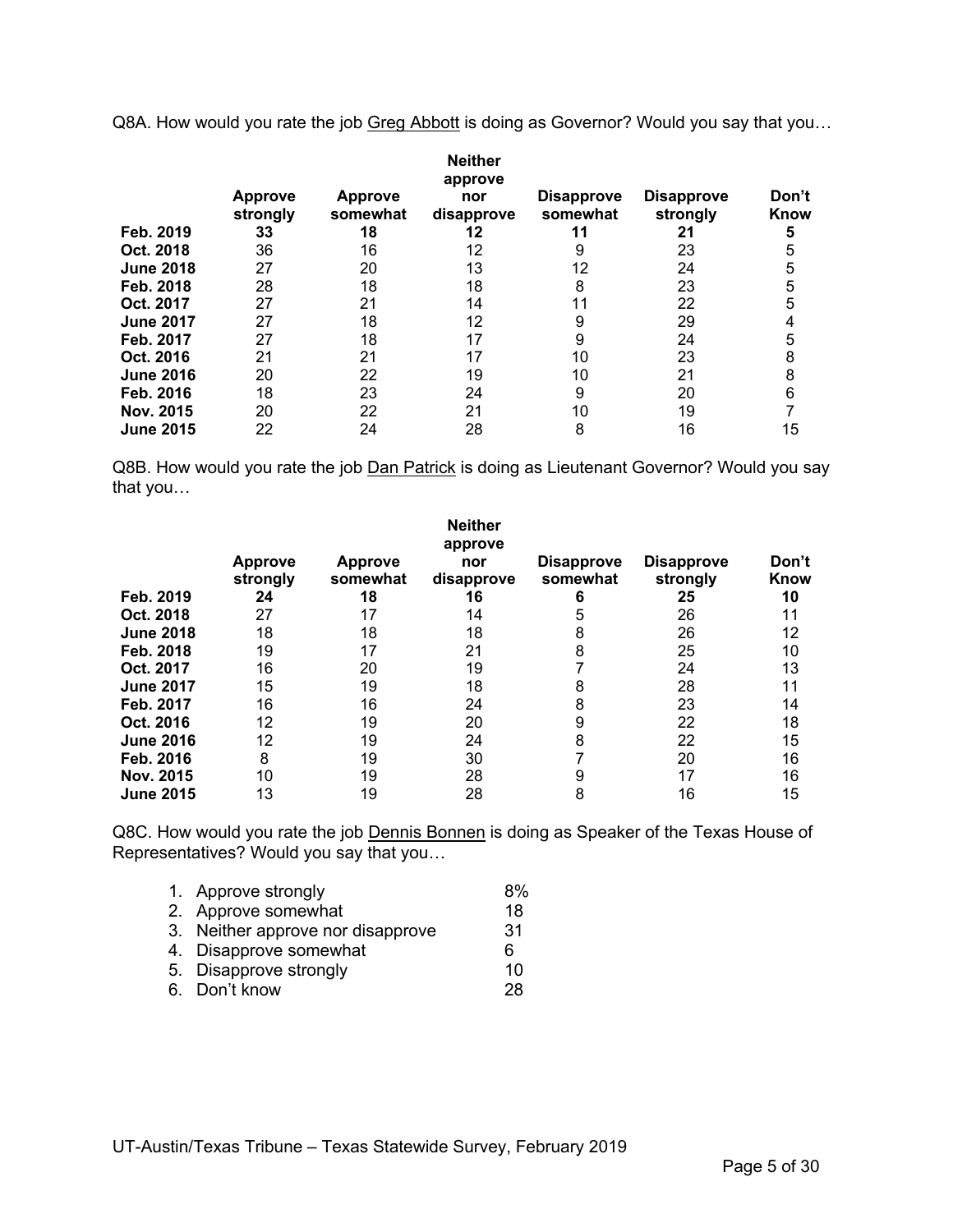Q8A. How would you rate the job Greg Abbott is doing as Governor? Would you say that you…

| | Approve strongly | Approve somewhat | Neither approve nor disapprove | Disapprove somewhat | Disapprove strongly | Don't Know |
|---|---|---|---|---|---|---|
| **Feb. 2019** | **33** | **18** | **12** | **11** | **21** | **5** |
| **Oct. 2018** | 36 | 16 | 12 | 9 | 23 | 5 |
| **June 2018** | 27 | 20 | 13 | 12 | 24 | 5 |
| **Feb. 2018** | 28 | 18 | 18 | 8 | 23 | 5 |
| **Oct. 2017** | 27 | 21 | 14 | 11 | 22 | 5 |
| **June 2017** | 27 | 18 | 12 | 9 | 29 | 4 |
| **Feb. 2017** | 27 | 18 | 17 | 9 | 24 | 5 |
| **Oct. 2016** | 21 | 21 | 17 | 10 | 23 | 8 |
| **June 2016** | 20 | 22 | 19 | 10 | 21 | 8 |
| **Feb. 2016** | 18 | 23 | 24 | 9 | 20 | 6 |
| **Nov. 2015** | 20 | 22 | 21 | 10 | 19 | 7 |
| **June 2015** | 22 | 24 | 28 | 8 | 16 | 15 |

Q8B. How would you rate the job Dan Patrick is doing as Lieutenant Governor? Would you say that you…

| | Approve strongly | Approve somewhat | Neither approve nor disapprove | Disapprove somewhat | Disapprove strongly | Don't Know |
|---|---|---|---|---|---|---|
| **Feb. 2019** | **24** | **18** | **16** | **6** | **25** | **10** |
| **Oct. 2018** | 27 | 17 | 14 | 5 | 26 | 11 |
| **June 2018** | 18 | 18 | 18 | 8 | 26 | 12 |
| **Feb. 2018** | 19 | 17 | 21 | 8 | 25 | 10 |
| **Oct. 2017** | 16 | 20 | 19 | 7 | 24 | 13 |
| **June 2017** | 15 | 19 | 18 | 8 | 28 | 11 |
| **Feb. 2017** | 16 | 16 | 24 | 8 | 23 | 14 |
| **Oct. 2016** | 12 | 19 | 20 | 9 | 22 | 18 |
| **June 2016** | 12 | 19 | 24 | 8 | 22 | 15 |
| **Feb. 2016** | 8 | 19 | 30 | 7 | 20 | 16 |
| **Nov. 2015** | 10 | 19 | 28 | 9 | 17 | 16 |
| **June 2015** | 13 | 19 | 28 | 8 | 16 | 15 |

Q8C. How would you rate the job Dennis Bonnen is doing as Speaker of the Texas House of Representatives? Would you say that you…

1. Approve strongly 8%
2. Approve somewhat 18
3. Neither approve nor disapprove 31
4. Disapprove somewhat 6
5. Disapprove strongly 10
6. Don't know 28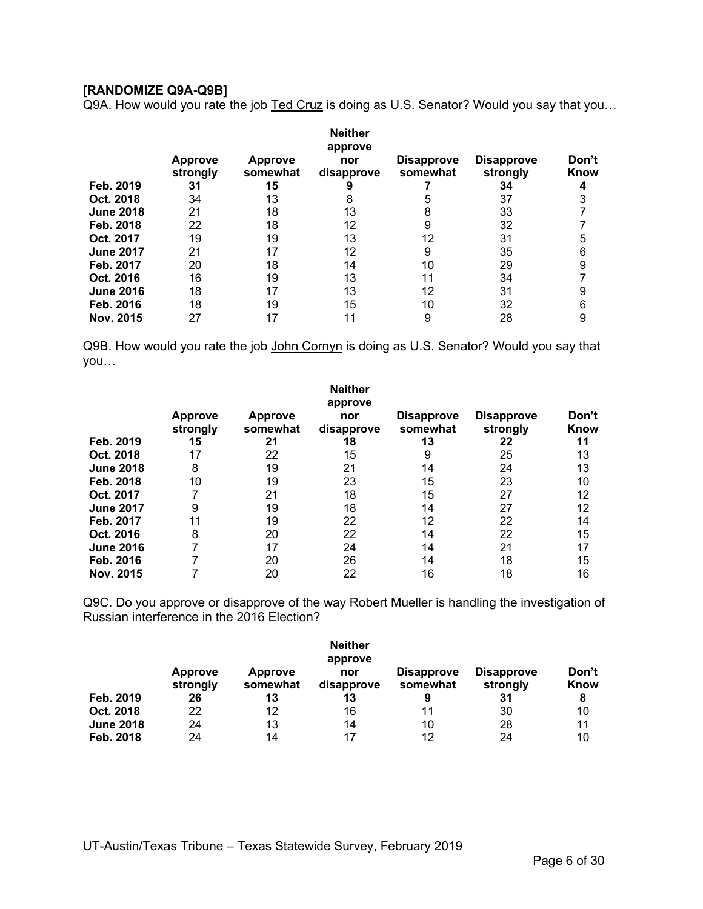**[RANDOMIZE Q9A-Q9B]**

Q9A. How would you rate the job <u>Ted Cruz</u> is doing as U.S. Senator? Would you say that you…

| | Approve strongly | Approve somewhat | Neither approve nor disapprove | Disapprove somewhat | Disapprove strongly | Don't Know |
|---|---|---|---|---|---|---|
| **Feb. 2019** | **31** | **15** | **9** | **7** | **34** | **4** |
| **Oct. 2018** | 34 | 13 | 8 | 5 | 37 | 3 |
| **June 2018** | 21 | 18 | 13 | 8 | 33 | 7 |
| **Feb. 2018** | 22 | 18 | 12 | 9 | 32 | 7 |
| **Oct. 2017** | 19 | 19 | 13 | 12 | 31 | 5 |
| **June 2017** | 21 | 17 | 12 | 9 | 35 | 6 |
| **Feb. 2017** | 20 | 18 | 14 | 10 | 29 | 9 |
| **Oct. 2016** | 16 | 19 | 13 | 11 | 34 | 7 |
| **June 2016** | 18 | 17 | 13 | 12 | 31 | 9 |
| **Feb. 2016** | 18 | 19 | 15 | 10 | 32 | 6 |
| **Nov. 2015** | 27 | 17 | 11 | 9 | 28 | 9 |

Q9B. How would you rate the job <u>John Cornyn</u> is doing as U.S. Senator? Would you say that you…

| | Approve strongly | Approve somewhat | Neither approve nor disapprove | Disapprove somewhat | Disapprove strongly | Don't Know |
|---|---|---|---|---|---|---|
| **Feb. 2019** | **15** | **21** | **18** | **13** | **22** | **11** |
| **Oct. 2018** | 17 | 22 | 15 | 9 | 25 | 13 |
| **June 2018** | 8 | 19 | 21 | 14 | 24 | 13 |
| **Feb. 2018** | 10 | 19 | 23 | 15 | 23 | 10 |
| **Oct. 2017** | 7 | 21 | 18 | 15 | 27 | 12 |
| **June 2017** | 9 | 19 | 18 | 14 | 27 | 12 |
| **Feb. 2017** | 11 | 19 | 22 | 12 | 22 | 14 |
| **Oct. 2016** | 8 | 20 | 22 | 14 | 22 | 15 |
| **June 2016** | 7 | 17 | 24 | 14 | 21 | 17 |
| **Feb. 2016** | 7 | 20 | 26 | 14 | 18 | 15 |
| **Nov. 2015** | 7 | 20 | 22 | 16 | 18 | 16 |

Q9C. Do you approve or disapprove of the way Robert Mueller is handling the investigation of Russian interference in the 2016 Election?

| | Approve strongly | Approve somewhat | Neither approve nor disapprove | Disapprove somewhat | Disapprove strongly | Don't Know |
|---|---|---|---|---|---|---|
| **Feb. 2019** | **26** | **13** | **13** | **9** | **31** | **8** |
| **Oct. 2018** | 22 | 12 | 16 | 11 | 30 | 10 |
| **June 2018** | 24 | 13 | 14 | 10 | 28 | 11 |
| **Feb. 2018** | 24 | 14 | 17 | 12 | 24 | 10 |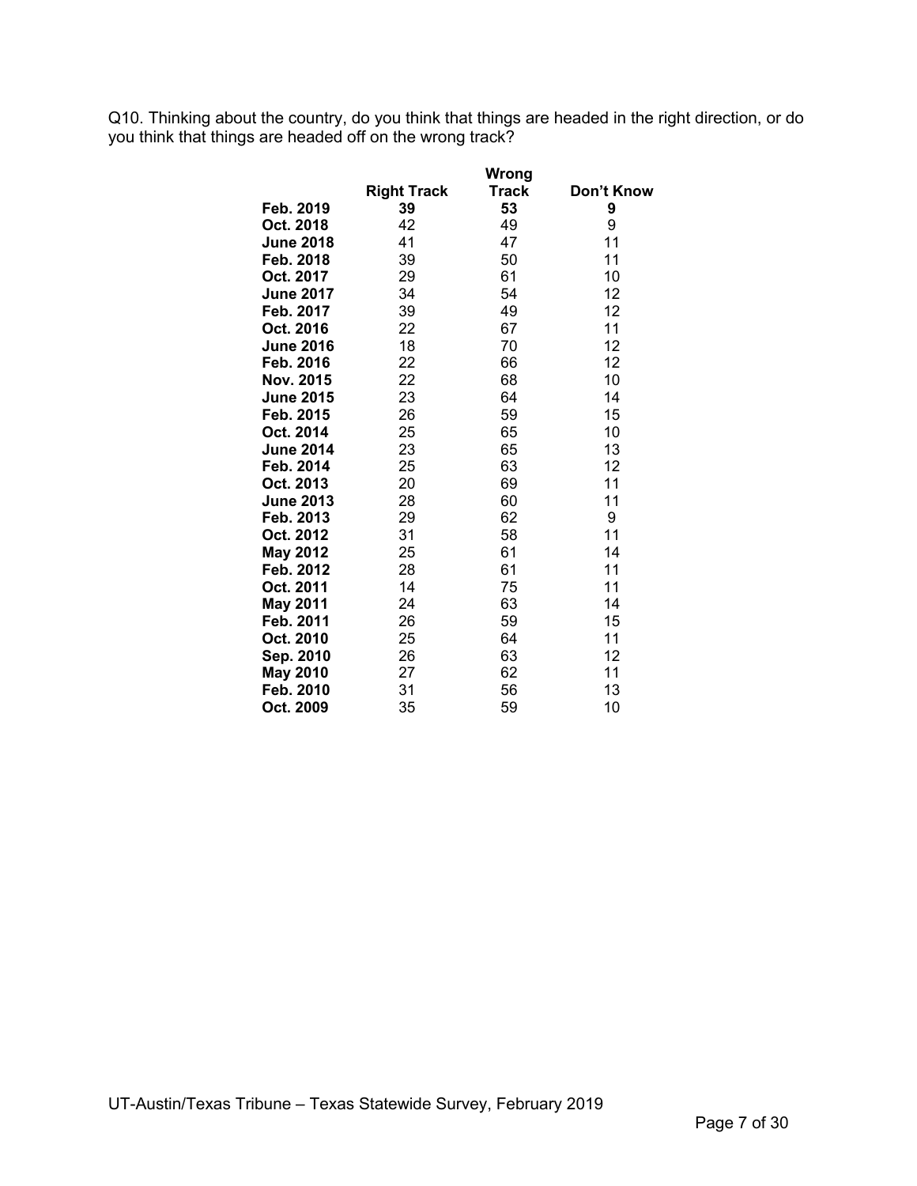Q10. Thinking about the country, do you think that things are headed in the right direction, or do you think that things are headed off on the wrong track?

| | Right Track | Wrong Track | Don't Know |
|---|---|---|---|
| **Feb. 2019** | **39** | **53** | **9** |
| **Oct. 2018** | 42 | 49 | 9 |
| **June 2018** | 41 | 47 | 11 |
| **Feb. 2018** | 39 | 50 | 11 |
| **Oct. 2017** | 29 | 61 | 10 |
| **June 2017** | 34 | 54 | 12 |
| **Feb. 2017** | 39 | 49 | 12 |
| **Oct. 2016** | 22 | 67 | 11 |
| **June 2016** | 18 | 70 | 12 |
| **Feb. 2016** | 22 | 66 | 12 |
| **Nov. 2015** | 22 | 68 | 10 |
| **June 2015** | 23 | 64 | 14 |
| **Feb. 2015** | 26 | 59 | 15 |
| **Oct. 2014** | 25 | 65 | 10 |
| **June 2014** | 23 | 65 | 13 |
| **Feb. 2014** | 25 | 63 | 12 |
| **Oct. 2013** | 20 | 69 | 11 |
| **June 2013** | 28 | 60 | 11 |
| **Feb. 2013** | 29 | 62 | 9 |
| **Oct. 2012** | 31 | 58 | 11 |
| **May 2012** | 25 | 61 | 14 |
| **Feb. 2012** | 28 | 61 | 11 |
| **Oct. 2011** | 14 | 75 | 11 |
| **May 2011** | 24 | 63 | 14 |
| **Feb. 2011** | 26 | 59 | 15 |
| **Oct. 2010** | 25 | 64 | 11 |
| **Sep. 2010** | 26 | 63 | 12 |
| **May 2010** | 27 | 62 | 11 |
| **Feb. 2010** | 31 | 56 | 13 |
| **Oct. 2009** | 35 | 59 | 10 |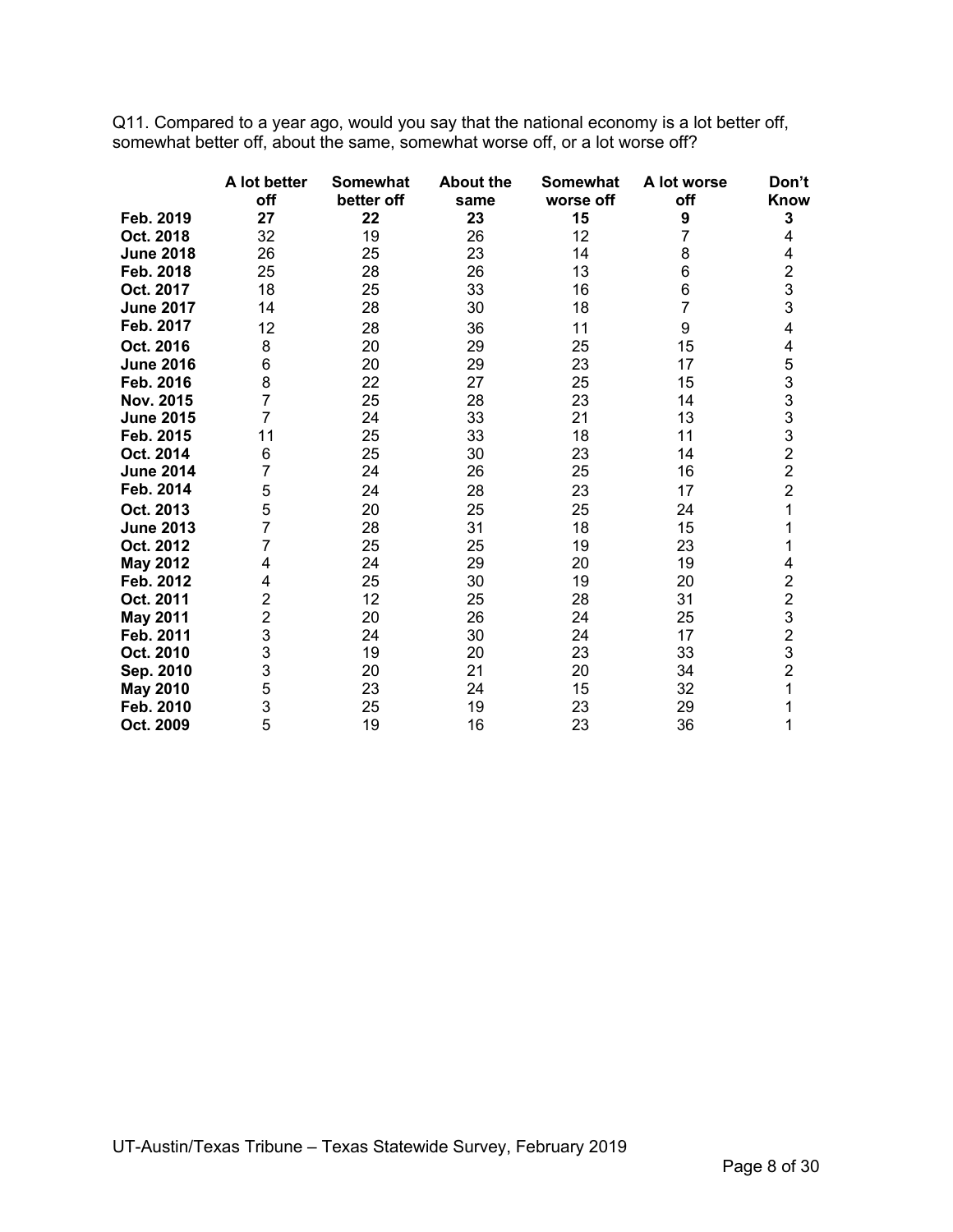Q11. Compared to a year ago, would you say that the national economy is a lot better off, somewhat better off, about the same, somewhat worse off, or a lot worse off?

| | A lot better off | Somewhat better off | About the same | Somewhat worse off | A lot worse off | Don't Know |
|---|---|---|---|---|---|---|
| **Feb. 2019** | **27** | **22** | **23** | **15** | **9** | **3** |
| **Oct. 2018** | 32 | 19 | 26 | 12 | 7 | 4 |
| **June 2018** | 26 | 25 | 23 | 14 | 8 | 4 |
| **Feb. 2018** | 25 | 28 | 26 | 13 | 6 | 2 |
| **Oct. 2017** | 18 | 25 | 33 | 16 | 6 | 3 |
| **June 2017** | 14 | 28 | 30 | 18 | 7 | 3 |
| **Feb. 2017** | 12 | 28 | 36 | 11 | 9 | 4 |
| **Oct. 2016** | 8 | 20 | 29 | 25 | 15 | 4 |
| **June 2016** | 6 | 20 | 29 | 23 | 17 | 5 |
| **Feb. 2016** | 8 | 22 | 27 | 25 | 15 | 3 |
| **Nov. 2015** | 7 | 25 | 28 | 23 | 14 | 3 |
| **June 2015** | 7 | 24 | 33 | 21 | 13 | 3 |
| **Feb. 2015** | 11 | 25 | 33 | 18 | 11 | 3 |
| **Oct. 2014** | 6 | 25 | 30 | 23 | 14 | 2 |
| **June 2014** | 7 | 24 | 26 | 25 | 16 | 2 |
| **Feb. 2014** | 5 | 24 | 28 | 23 | 17 | 2 |
| **Oct. 2013** | 5 | 20 | 25 | 25 | 24 | 1 |
| **June 2013** | 7 | 28 | 31 | 18 | 15 | 1 |
| **Oct. 2012** | 7 | 25 | 25 | 19 | 23 | 1 |
| **May 2012** | 4 | 24 | 29 | 20 | 19 | 4 |
| **Feb. 2012** | 4 | 25 | 30 | 19 | 20 | 2 |
| **Oct. 2011** | 2 | 12 | 25 | 28 | 31 | 2 |
| **May 2011** | 2 | 20 | 26 | 24 | 25 | 3 |
| **Feb. 2011** | 3 | 24 | 30 | 24 | 17 | 2 |
| **Oct. 2010** | 3 | 19 | 20 | 23 | 33 | 3 |
| **Sep. 2010** | 3 | 20 | 21 | 20 | 34 | 2 |
| **May 2010** | 5 | 23 | 24 | 15 | 32 | 1 |
| **Feb. 2010** | 3 | 25 | 19 | 23 | 29 | 1 |
| **Oct. 2009** | 5 | 19 | 16 | 23 | 36 | 1 |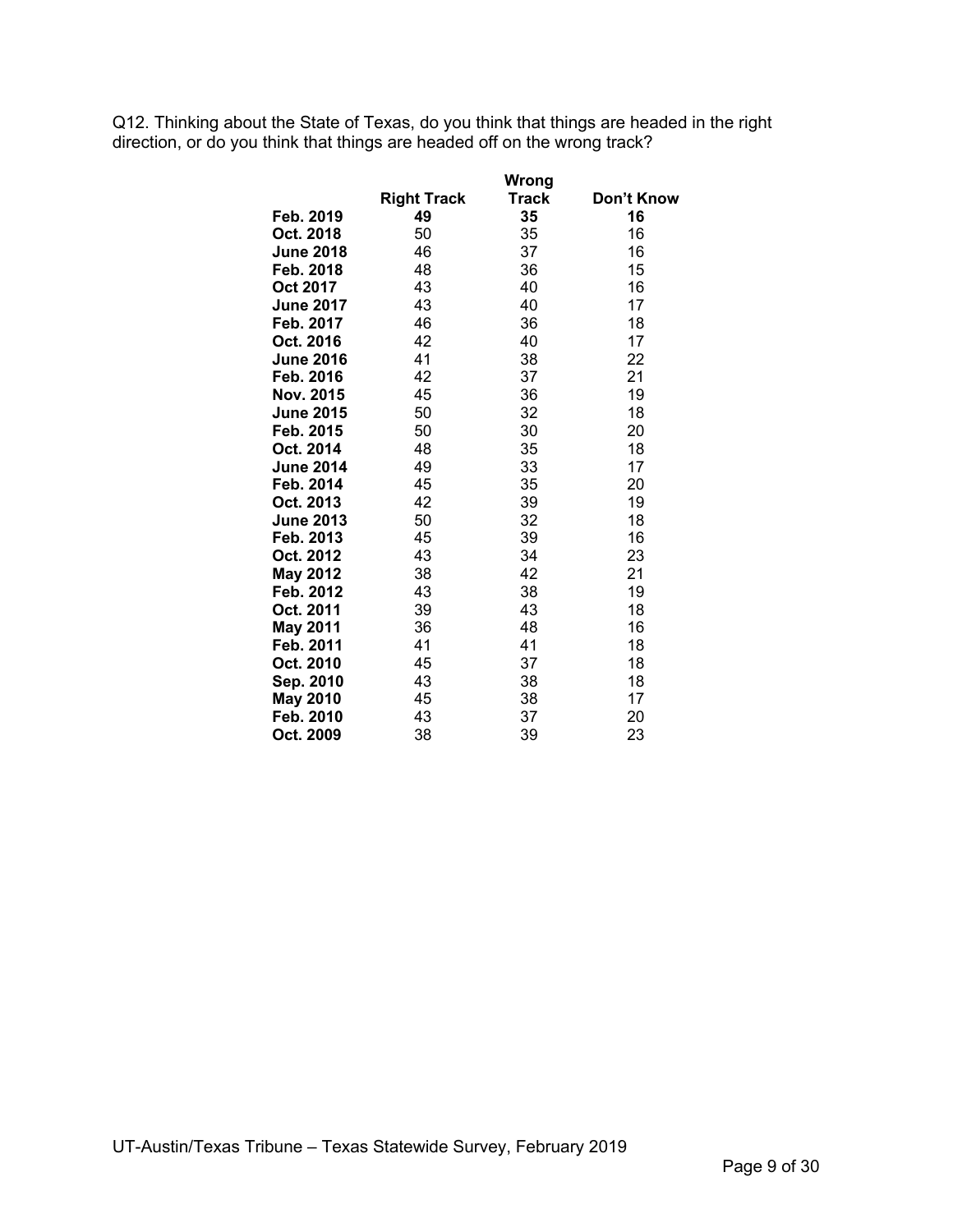Q12. Thinking about the State of Texas, do you think that things are headed in the right direction, or do you think that things are headed off on the wrong track?

| | Right Track | Wrong Track | Don't Know |
|---|---|---|---|
| **Feb. 2019** | **49** | **35** | **16** |
| **Oct. 2018** | 50 | 35 | 16 |
| **June 2018** | 46 | 37 | 16 |
| **Feb. 2018** | 48 | 36 | 15 |
| **Oct 2017** | 43 | 40 | 16 |
| **June 2017** | 43 | 40 | 17 |
| **Feb. 2017** | 46 | 36 | 18 |
| **Oct. 2016** | 42 | 40 | 17 |
| **June 2016** | 41 | 38 | 22 |
| **Feb. 2016** | 42 | 37 | 21 |
| **Nov. 2015** | 45 | 36 | 19 |
| **June 2015** | 50 | 32 | 18 |
| **Feb. 2015** | 50 | 30 | 20 |
| **Oct. 2014** | 48 | 35 | 18 |
| **June 2014** | 49 | 33 | 17 |
| **Feb. 2014** | 45 | 35 | 20 |
| **Oct. 2013** | 42 | 39 | 19 |
| **June 2013** | 50 | 32 | 18 |
| **Feb. 2013** | 45 | 39 | 16 |
| **Oct. 2012** | 43 | 34 | 23 |
| **May 2012** | 38 | 42 | 21 |
| **Feb. 2012** | 43 | 38 | 19 |
| **Oct. 2011** | 39 | 43 | 18 |
| **May 2011** | 36 | 48 | 16 |
| **Feb. 2011** | 41 | 41 | 18 |
| **Oct. 2010** | 45 | 37 | 18 |
| **Sep. 2010** | 43 | 38 | 18 |
| **May 2010** | 45 | 38 | 17 |
| **Feb. 2010** | 43 | 37 | 20 |
| **Oct. 2009** | 38 | 39 | 23 |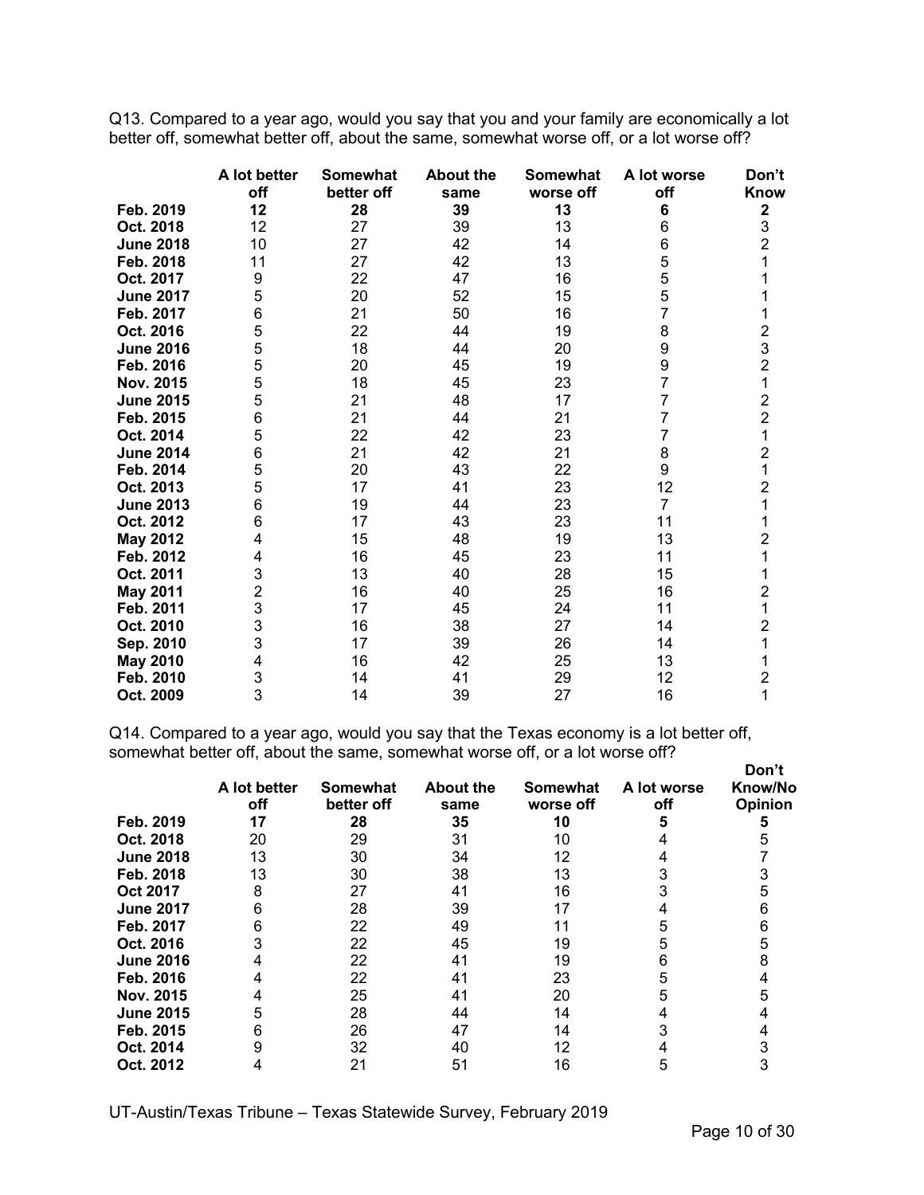Q13. Compared to a year ago, would you say that you and your family are economically a lot better off, somewhat better off, about the same, somewhat worse off, or a lot worse off?

| | A lot better off | Somewhat better off | About the same | Somewhat worse off | A lot worse off | Don't Know |
|---|---|---|---|---|---|---|
| **Feb. 2019** | **12** | **28** | **39** | **13** | **6** | **2** |
| **Oct. 2018** | 12 | 27 | 39 | 13 | 6 | 3 |
| **June 2018** | 10 | 27 | 42 | 14 | 6 | 2 |
| **Feb. 2018** | 11 | 27 | 42 | 13 | 5 | 1 |
| **Oct. 2017** | 9 | 22 | 47 | 16 | 5 | 1 |
| **June 2017** | 5 | 20 | 52 | 15 | 5 | 1 |
| **Feb. 2017** | 6 | 21 | 50 | 16 | 7 | 1 |
| **Oct. 2016** | 5 | 22 | 44 | 19 | 8 | 2 |
| **June 2016** | 5 | 18 | 44 | 20 | 9 | 3 |
| **Feb. 2016** | 5 | 20 | 45 | 19 | 9 | 2 |
| **Nov. 2015** | 5 | 18 | 45 | 23 | 7 | 1 |
| **June 2015** | 5 | 21 | 48 | 17 | 7 | 2 |
| **Feb. 2015** | 6 | 21 | 44 | 21 | 7 | 2 |
| **Oct. 2014** | 5 | 22 | 42 | 23 | 7 | 1 |
| **June 2014** | 6 | 21 | 42 | 21 | 8 | 2 |
| **Feb. 2014** | 5 | 20 | 43 | 22 | 9 | 1 |
| **Oct. 2013** | 5 | 17 | 41 | 23 | 12 | 2 |
| **June 2013** | 6 | 19 | 44 | 23 | 7 | 1 |
| **Oct. 2012** | 6 | 17 | 43 | 23 | 11 | 1 |
| **May 2012** | 4 | 15 | 48 | 19 | 13 | 2 |
| **Feb. 2012** | 4 | 16 | 45 | 23 | 11 | 1 |
| **Oct. 2011** | 3 | 13 | 40 | 28 | 15 | 1 |
| **May 2011** | 2 | 16 | 40 | 25 | 16 | 2 |
| **Feb. 2011** | 3 | 17 | 45 | 24 | 11 | 1 |
| **Oct. 2010** | 3 | 16 | 38 | 27 | 14 | 2 |
| **Sep. 2010** | 3 | 17 | 39 | 26 | 14 | 1 |
| **May 2010** | 4 | 16 | 42 | 25 | 13 | 1 |
| **Feb. 2010** | 3 | 14 | 41 | 29 | 12 | 2 |
| **Oct. 2009** | 3 | 14 | 39 | 27 | 16 | 1 |

Q14. Compared to a year ago, would you say that the Texas economy is a lot better off, somewhat better off, about the same, somewhat worse off, or a lot worse off?

| | A lot better off | Somewhat better off | About the same | Somewhat worse off | A lot worse off | Don't Know/No Opinion |
|---|---|---|---|---|---|---|
| **Feb. 2019** | **17** | **28** | **35** | **10** | **5** | **5** |
| **Oct. 2018** | 20 | 29 | 31 | 10 | 4 | 5 |
| **June 2018** | 13 | 30 | 34 | 12 | 4 | 7 |
| **Feb. 2018** | 13 | 30 | 38 | 13 | 3 | 3 |
| **Oct 2017** | 8 | 27 | 41 | 16 | 3 | 5 |
| **June 2017** | 6 | 28 | 39 | 17 | 4 | 6 |
| **Feb. 2017** | 6 | 22 | 49 | 11 | 5 | 6 |
| **Oct. 2016** | 3 | 22 | 45 | 19 | 5 | 5 |
| **June 2016** | 4 | 22 | 41 | 19 | 6 | 8 |
| **Feb. 2016** | 4 | 22 | 41 | 23 | 5 | 4 |
| **Nov. 2015** | 4 | 25 | 41 | 20 | 5 | 5 |
| **June 2015** | 5 | 28 | 44 | 14 | 4 | 4 |
| **Feb. 2015** | 6 | 26 | 47 | 14 | 3 | 4 |
| **Oct. 2014** | 9 | 32 | 40 | 12 | 4 | 3 |
| **Oct. 2012** | 4 | 21 | 51 | 16 | 5 | 3 |

UT-Austin/Texas Tribune – Texas Statewide Survey, February 2019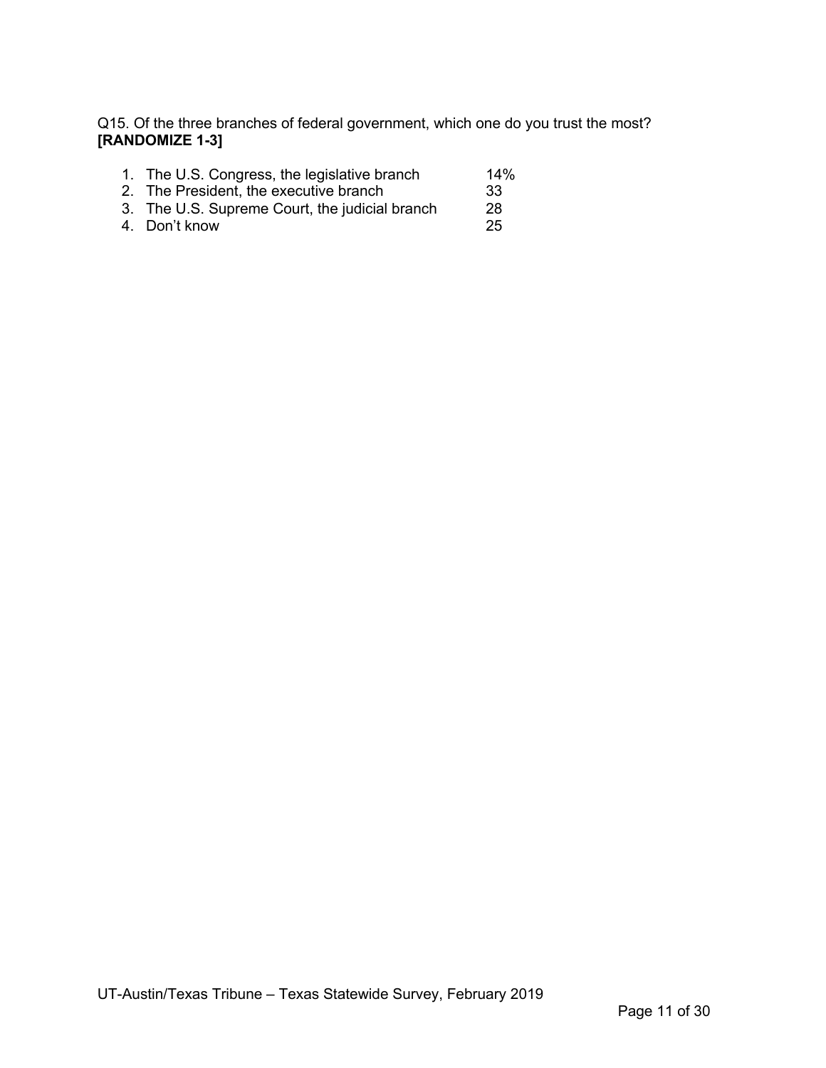Q15. Of the three branches of federal government, which one do you trust the most? **[RANDOMIZE 1-3]**

1. The U.S. Congress, the legislative branch 14%
2. The President, the executive branch 33
3. The U.S. Supreme Court, the judicial branch 28
4. Don't know 25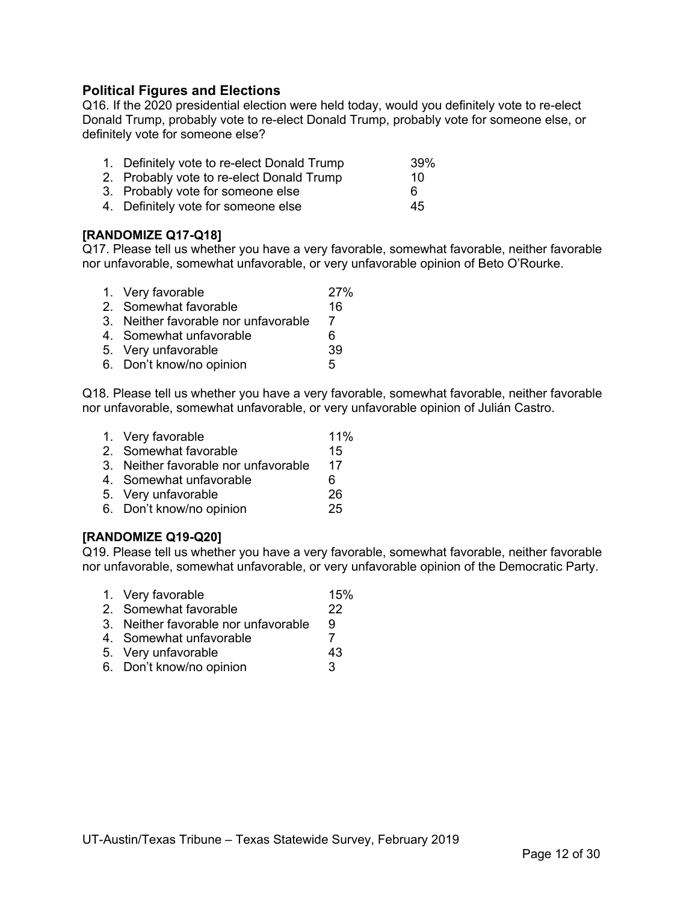## Political Figures and Elections

Q16. If the 2020 presidential election were held today, would you definitely vote to re-elect Donald Trump, probably vote to re-elect Donald Trump, probably vote for someone else, or definitely vote for someone else?

| | |
|---|---|
| 1. Definitely vote to re-elect Donald Trump | 39% |
| 2. Probably vote to re-elect Donald Trump | 10 |
| 3. Probably vote for someone else | 6 |
| 4. Definitely vote for someone else | 45 |

**[RANDOMIZE Q17-Q18]**

Q17. Please tell us whether you have a very favorable, somewhat favorable, neither favorable nor unfavorable, somewhat unfavorable, or very unfavorable opinion of Beto O'Rourke.

| | |
|---|---|
| 1. Very favorable | 27% |
| 2. Somewhat favorable | 16 |
| 3. Neither favorable nor unfavorable | 7 |
| 4. Somewhat unfavorable | 6 |
| 5. Very unfavorable | 39 |
| 6. Don't know/no opinion | 5 |

Q18. Please tell us whether you have a very favorable, somewhat favorable, neither favorable nor unfavorable, somewhat unfavorable, or very unfavorable opinion of Julián Castro.

| | |
|---|---|
| 1. Very favorable | 11% |
| 2. Somewhat favorable | 15 |
| 3. Neither favorable nor unfavorable | 17 |
| 4. Somewhat unfavorable | 6 |
| 5. Very unfavorable | 26 |
| 6. Don't know/no opinion | 25 |

**[RANDOMIZE Q19-Q20]**

Q19. Please tell us whether you have a very favorable, somewhat favorable, neither favorable nor unfavorable, somewhat unfavorable, or very unfavorable opinion of the Democratic Party.

| | |
|---|---|
| 1. Very favorable | 15% |
| 2. Somewhat favorable | 22 |
| 3. Neither favorable nor unfavorable | 9 |
| 4. Somewhat unfavorable | 7 |
| 5. Very unfavorable | 43 |
| 6. Don't know/no opinion | 3 |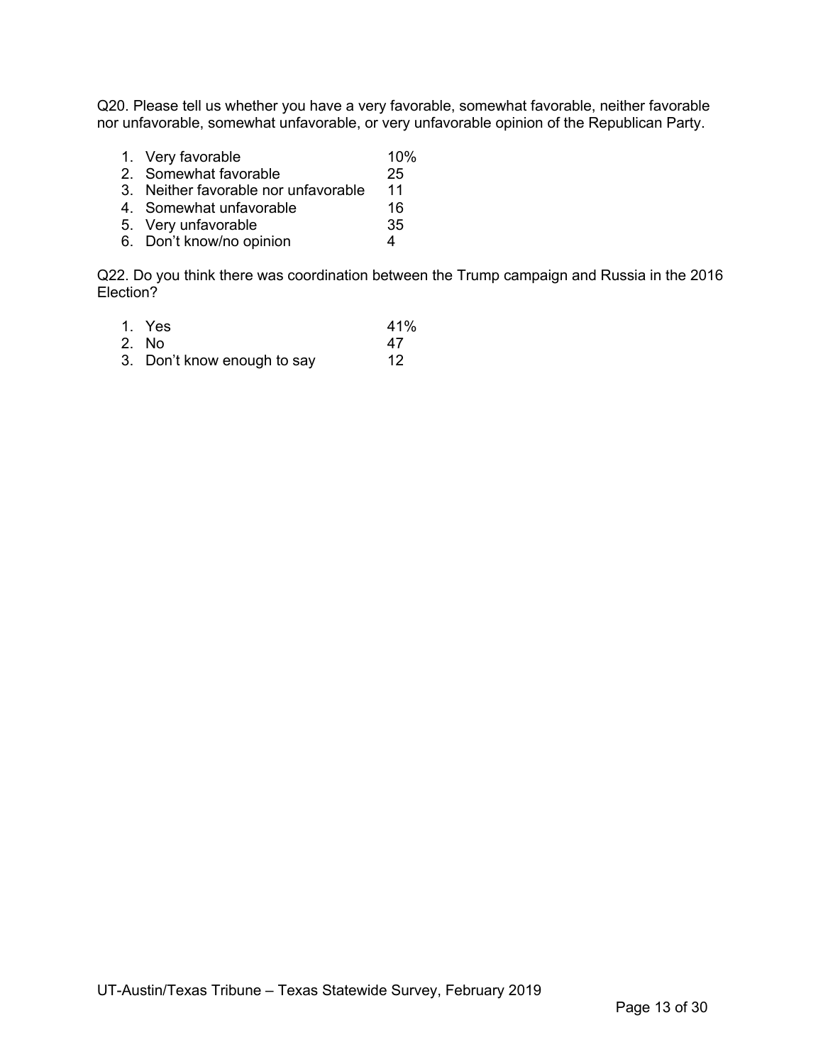Q20. Please tell us whether you have a very favorable, somewhat favorable, neither favorable nor unfavorable, somewhat unfavorable, or very unfavorable opinion of the Republican Party.

| | |
|---|---|
| 1. Very favorable | 10% |
| 2. Somewhat favorable | 25 |
| 3. Neither favorable nor unfavorable | 11 |
| 4. Somewhat unfavorable | 16 |
| 5. Very unfavorable | 35 |
| 6. Don't know/no opinion | 4 |

Q22. Do you think there was coordination between the Trump campaign and Russia in the 2016 Election?

| | |
|---|---|
| 1. Yes | 41% |
| 2. No | 47 |
| 3. Don't know enough to say | 12 |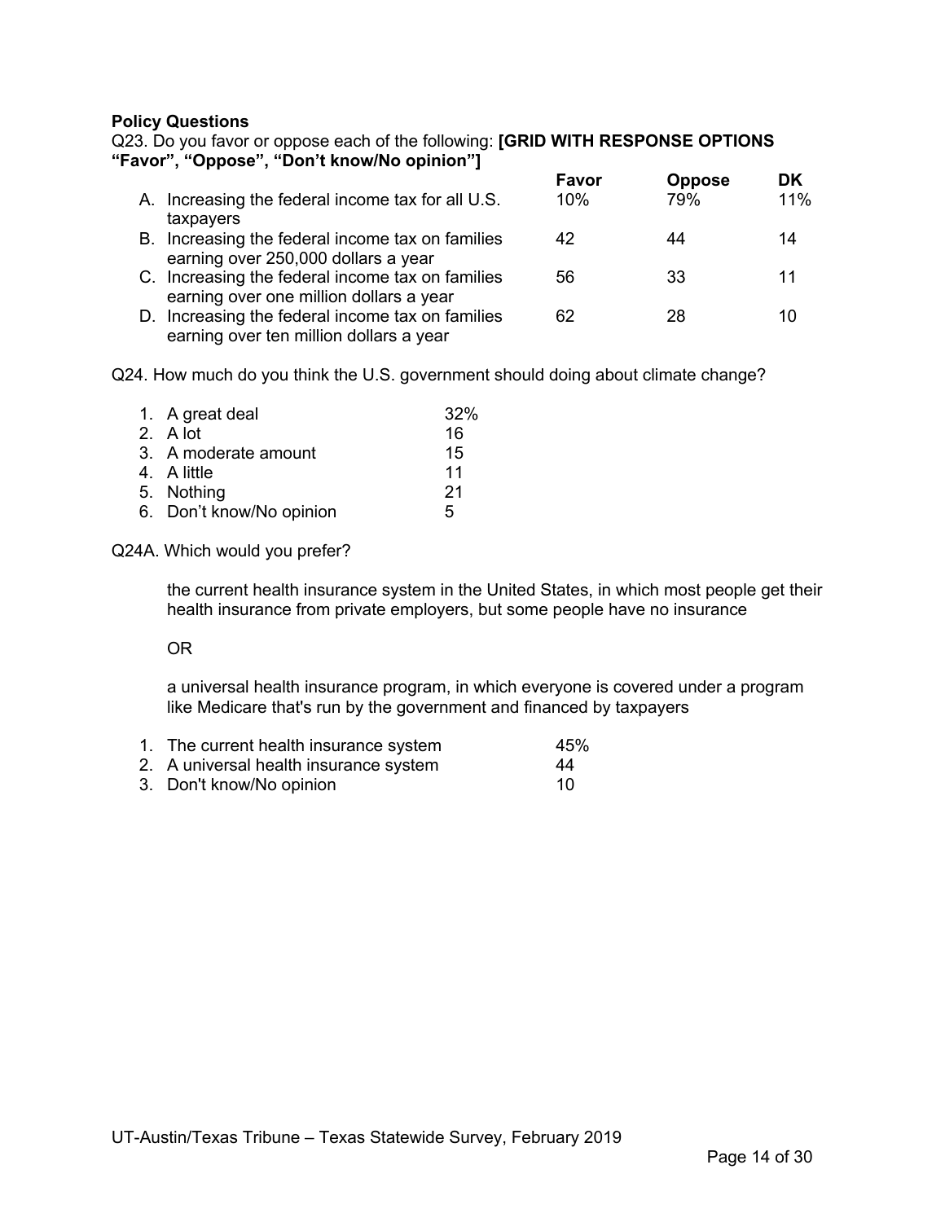**Policy Questions**

Q23. Do you favor or oppose each of the following: **[GRID WITH RESPONSE OPTIONS "Favor", "Oppose", "Don't know/No opinion"]**

| | Favor | Oppose | DK |
|---|---|---|---|
| A. Increasing the federal income tax for all U.S. taxpayers | 10% | 79% | 11% |
| B. Increasing the federal income tax on families earning over 250,000 dollars a year | 42 | 44 | 14 |
| C. Increasing the federal income tax on families earning over one million dollars a year | 56 | 33 | 11 |
| D. Increasing the federal income tax on families earning over ten million dollars a year | 62 | 28 | 10 |

Q24. How much do you think the U.S. government should doing about climate change?

| | |
|---|---|
| 1. A great deal | 32% |
| 2. A lot | 16 |
| 3. A moderate amount | 15 |
| 4. A little | 11 |
| 5. Nothing | 21 |
| 6. Don't know/No opinion | 5 |

Q24A. Which would you prefer?

the current health insurance system in the United States, in which most people get their health insurance from private employers, but some people have no insurance

OR

a universal health insurance program, in which everyone is covered under a program like Medicare that's run by the government and financed by taxpayers

| | |
|---|---|
| 1. The current health insurance system | 45% |
| 2. A universal health insurance system | 44 |
| 3. Don't know/No opinion | 10 |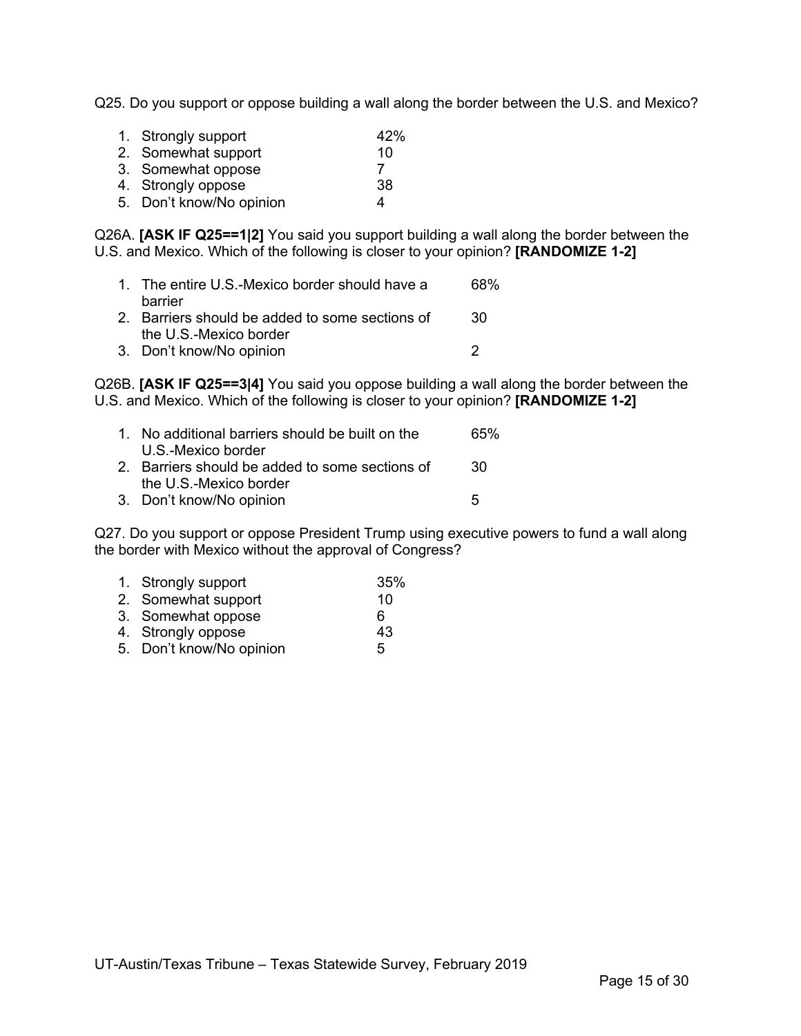Q25. Do you support or oppose building a wall along the border between the U.S. and Mexico?

| | |
|---|---|
| 1. Strongly support | 42% |
| 2. Somewhat support | 10 |
| 3. Somewhat oppose | 7 |
| 4. Strongly oppose | 38 |
| 5. Don't know/No opinion | 4 |

Q26A. **[ASK IF Q25==1|2]** You said you support building a wall along the border between the U.S. and Mexico. Which of the following is closer to your opinion? **[RANDOMIZE 1-2]**

| | |
|---|---|
| 1. The entire U.S.-Mexico border should have a barrier | 68% |
| 2. Barriers should be added to some sections of the U.S.-Mexico border | 30 |
| 3. Don't know/No opinion | 2 |

Q26B. **[ASK IF Q25==3|4]** You said you oppose building a wall along the border between the U.S. and Mexico. Which of the following is closer to your opinion? **[RANDOMIZE 1-2]**

| | |
|---|---|
| 1. No additional barriers should be built on the U.S.-Mexico border | 65% |
| 2. Barriers should be added to some sections of the U.S.-Mexico border | 30 |
| 3. Don't know/No opinion | 5 |

Q27. Do you support or oppose President Trump using executive powers to fund a wall along the border with Mexico without the approval of Congress?

| | |
|---|---|
| 1. Strongly support | 35% |
| 2. Somewhat support | 10 |
| 3. Somewhat oppose | 6 |
| 4. Strongly oppose | 43 |
| 5. Don't know/No opinion | 5 |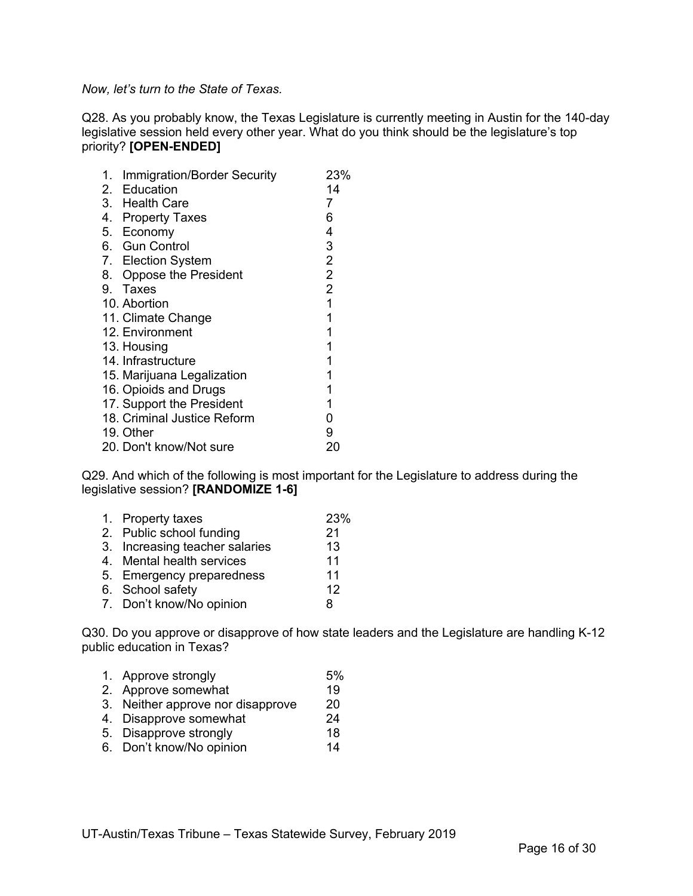*Now, let's turn to the State of Texas.*

Q28. As you probably know, the Texas Legislature is currently meeting in Austin for the 140-day legislative session held every other year. What do you think should be the legislature's top priority? **[OPEN-ENDED]**

| | |
|---|---|
| 1. Immigration/Border Security | 23% |
| 2. Education | 14 |
| 3. Health Care | 7 |
| 4. Property Taxes | 6 |
| 5. Economy | 4 |
| 6. Gun Control | 3 |
| 7. Election System | 2 |
| 8. Oppose the President | 2 |
| 9. Taxes | 2 |
| 10. Abortion | 1 |
| 11. Climate Change | 1 |
| 12. Environment | 1 |
| 13. Housing | 1 |
| 14. Infrastructure | 1 |
| 15. Marijuana Legalization | 1 |
| 16. Opioids and Drugs | 1 |
| 17. Support the President | 1 |
| 18. Criminal Justice Reform | 0 |
| 19. Other | 9 |
| 20. Don't know/Not sure | 20 |

Q29. And which of the following is most important for the Legislature to address during the legislative session? **[RANDOMIZE 1-6]**

| | |
|---|---|
| 1. Property taxes | 23% |
| 2. Public school funding | 21 |
| 3. Increasing teacher salaries | 13 |
| 4. Mental health services | 11 |
| 5. Emergency preparedness | 11 |
| 6. School safety | 12 |
| 7. Don't know/No opinion | 8 |

Q30. Do you approve or disapprove of how state leaders and the Legislature are handling K-12 public education in Texas?

| | |
|---|---|
| 1. Approve strongly | 5% |
| 2. Approve somewhat | 19 |
| 3. Neither approve nor disapprove | 20 |
| 4. Disapprove somewhat | 24 |
| 5. Disapprove strongly | 18 |
| 6. Don't know/No opinion | 14 |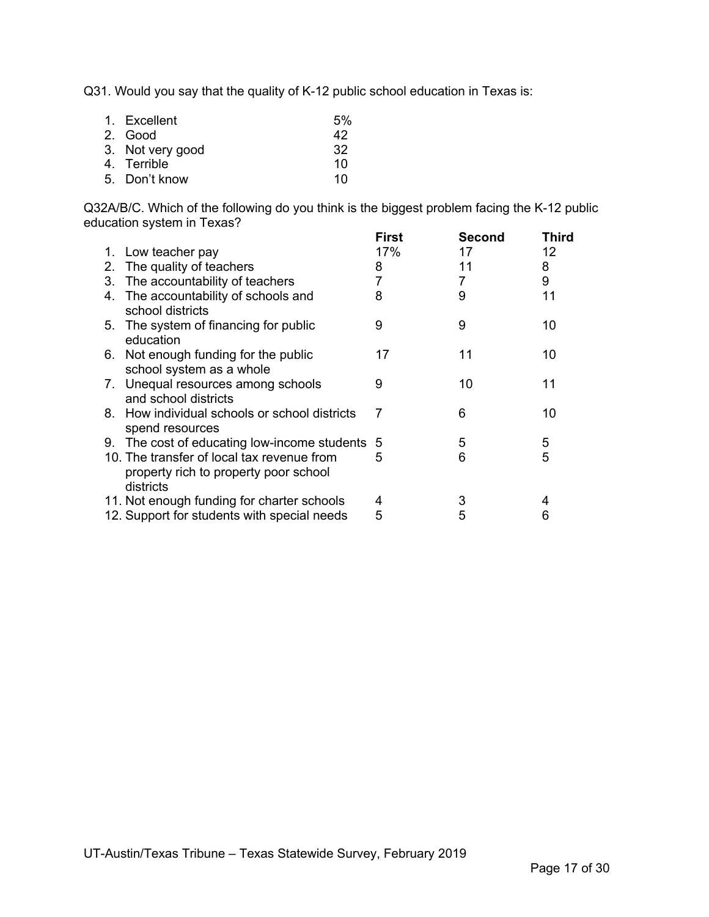Q31. Would you say that the quality of K-12 public school education in Texas is:

| | |
|---|---|
| 1. Excellent | 5% |
| 2. Good | 42 |
| 3. Not very good | 32 |
| 4. Terrible | 10 |
| 5. Don't know | 10 |

Q32A/B/C. Which of the following do you think is the biggest problem facing the K-12 public education system in Texas?

| | **First** | **Second** | **Third** |
|---|---|---|---|
| 1. Low teacher pay | 17% | 17 | 12 |
| 2. The quality of teachers | 8 | 11 | 8 |
| 3. The accountability of teachers | 7 | 7 | 9 |
| 4. The accountability of schools and school districts | 8 | 9 | 11 |
| 5. The system of financing for public education | 9 | 9 | 10 |
| 6. Not enough funding for the public school system as a whole | 17 | 11 | 10 |
| 7. Unequal resources among schools and school districts | 9 | 10 | 11 |
| 8. How individual schools or school districts spend resources | 7 | 6 | 10 |
| 9. The cost of educating low-income students | 5 | 5 | 5 |
| 10. The transfer of local tax revenue from property rich to property poor school districts | 5 | 6 | 5 |
| 11. Not enough funding for charter schools | 4 | 3 | 4 |
| 12. Support for students with special needs | 5 | 5 | 6 |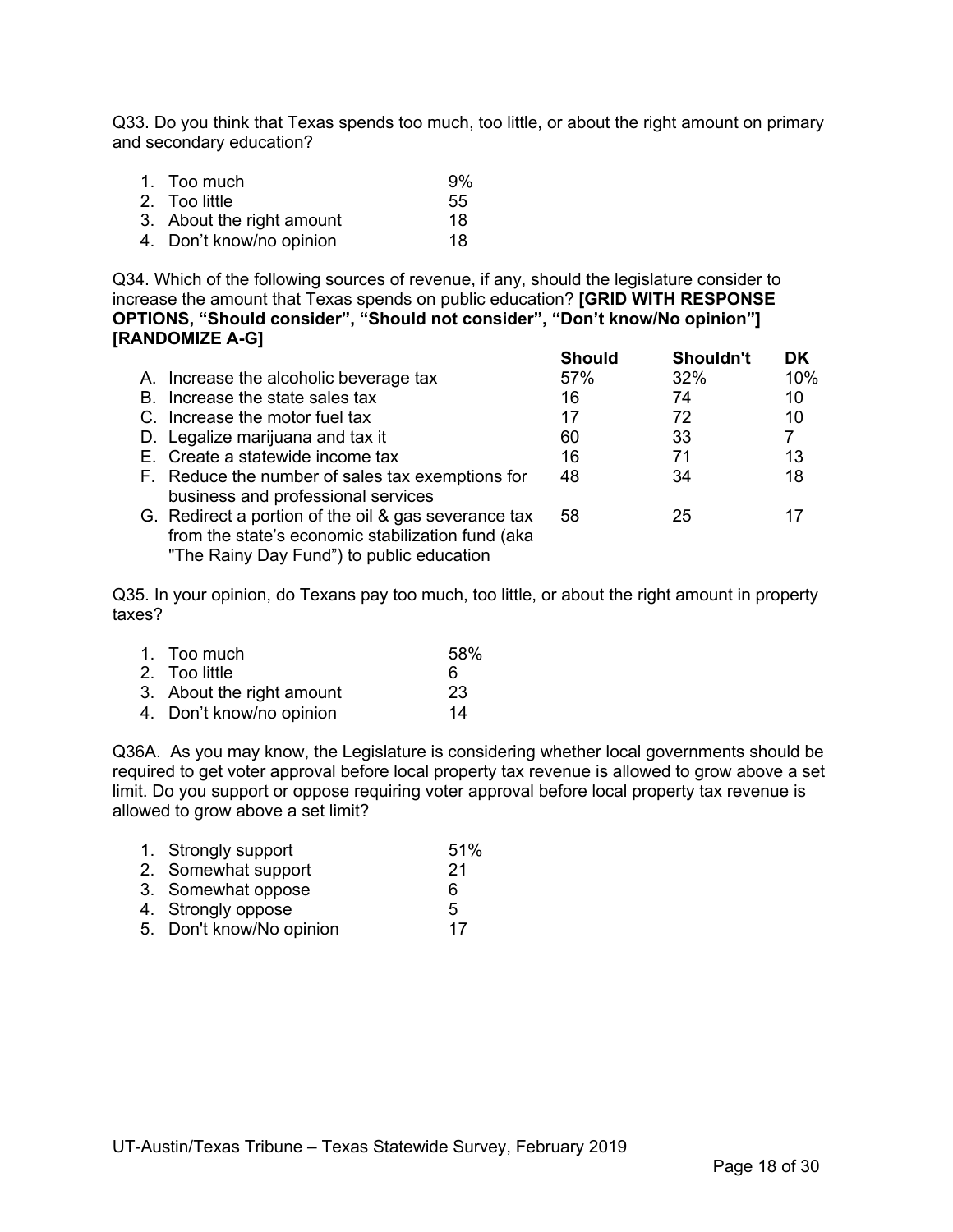Q33. Do you think that Texas spends too much, too little, or about the right amount on primary and secondary education?

| | |
|---|---|
| 1. Too much | 9% |
| 2. Too little | 55 |
| 3. About the right amount | 18 |
| 4. Don't know/no opinion | 18 |

Q34. Which of the following sources of revenue, if any, should the legislature consider to increase the amount that Texas spends on public education? **[GRID WITH RESPONSE OPTIONS, "Should consider", "Should not consider", "Don't know/No opinion"] [RANDOMIZE A-G]**

| | Should | Shouldn't | DK |
|---|---|---|---|
| A. Increase the alcoholic beverage tax | 57% | 32% | 10% |
| B. Increase the state sales tax | 16 | 74 | 10 |
| C. Increase the motor fuel tax | 17 | 72 | 10 |
| D. Legalize marijuana and tax it | 60 | 33 | 7 |
| E. Create a statewide income tax | 16 | 71 | 13 |
| F. Reduce the number of sales tax exemptions for business and professional services | 48 | 34 | 18 |
| G. Redirect a portion of the oil & gas severance tax from the state's economic stabilization fund (aka "The Rainy Day Fund") to public education | 58 | 25 | 17 |

Q35. In your opinion, do Texans pay too much, too little, or about the right amount in property taxes?

| | |
|---|---|
| 1. Too much | 58% |
| 2. Too little | 6 |
| 3. About the right amount | 23 |
| 4. Don't know/no opinion | 14 |

Q36A. As you may know, the Legislature is considering whether local governments should be required to get voter approval before local property tax revenue is allowed to grow above a set limit. Do you support or oppose requiring voter approval before local property tax revenue is allowed to grow above a set limit?

| | |
|---|---|
| 1. Strongly support | 51% |
| 2. Somewhat support | 21 |
| 3. Somewhat oppose | 6 |
| 4. Strongly oppose | 5 |
| 5. Don't know/No opinion | 17 |

UT-Austin/Texas Tribune – Texas Statewide Survey, February 2019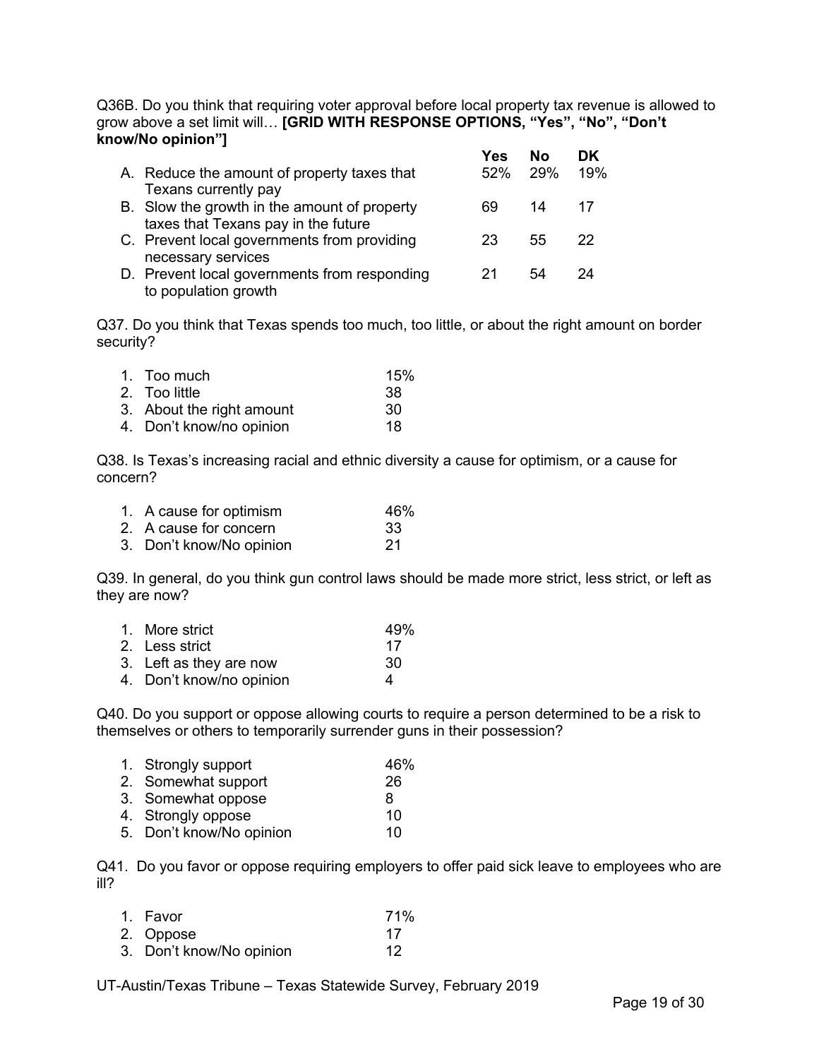Q36B. Do you think that requiring voter approval before local property tax revenue is allowed to grow above a set limit will… **[GRID WITH RESPONSE OPTIONS, "Yes", "No", "Don't know/No opinion"]**

| | Yes | No | DK |
|---|---|---|---|
| A. Reduce the amount of property taxes that Texans currently pay | 52% | 29% | 19% |
| B. Slow the growth in the amount of property taxes that Texans pay in the future | 69 | 14 | 17 |
| C. Prevent local governments from providing necessary services | 23 | 55 | 22 |
| D. Prevent local governments from responding to population growth | 21 | 54 | 24 |

Q37. Do you think that Texas spends too much, too little, or about the right amount on border security?

| | |
|---|---|
| 1. Too much | 15% |
| 2. Too little | 38 |
| 3. About the right amount | 30 |
| 4. Don't know/no opinion | 18 |

Q38. Is Texas's increasing racial and ethnic diversity a cause for optimism, or a cause for concern?

| | |
|---|---|
| 1. A cause for optimism | 46% |
| 2. A cause for concern | 33 |
| 3. Don't know/No opinion | 21 |

Q39. In general, do you think gun control laws should be made more strict, less strict, or left as they are now?

| | |
|---|---|
| 1. More strict | 49% |
| 2. Less strict | 17 |
| 3. Left as they are now | 30 |
| 4. Don't know/no opinion | 4 |

Q40. Do you support or oppose allowing courts to require a person determined to be a risk to themselves or others to temporarily surrender guns in their possession?

| | |
|---|---|
| 1. Strongly support | 46% |
| 2. Somewhat support | 26 |
| 3. Somewhat oppose | 8 |
| 4. Strongly oppose | 10 |
| 5. Don't know/No opinion | 10 |

Q41. Do you favor or oppose requiring employers to offer paid sick leave to employees who are ill?

| | |
|---|---|
| 1. Favor | 71% |
| 2. Oppose | 17 |
| 3. Don't know/No opinion | 12 |

UT-Austin/Texas Tribune – Texas Statewide Survey, February 2019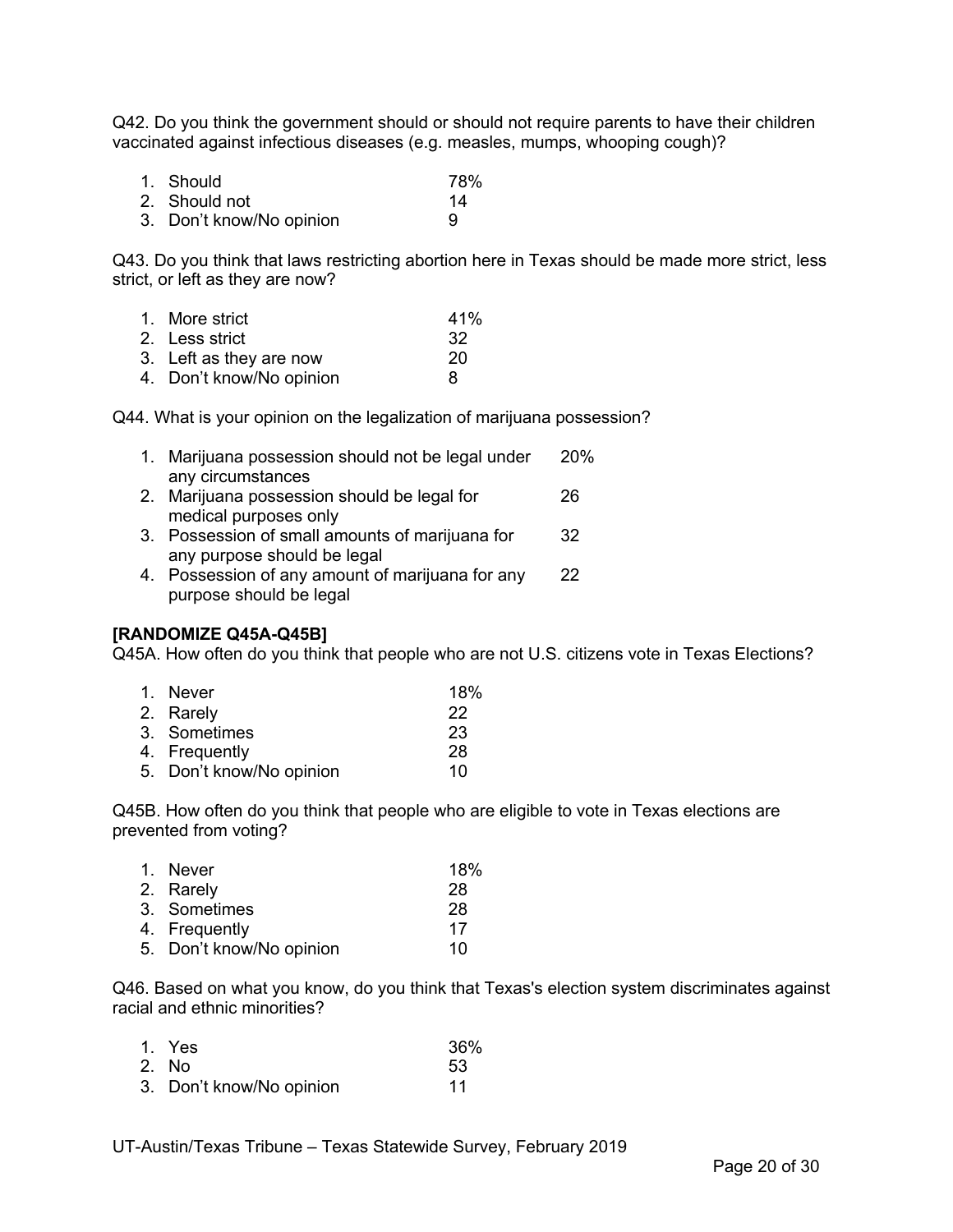Q42. Do you think the government should or should not require parents to have their children vaccinated against infectious diseases (e.g. measles, mumps, whooping cough)?

| | |
|---|---|
| 1. Should | 78% |
| 2. Should not | 14 |
| 3. Don't know/No opinion | 9 |

Q43. Do you think that laws restricting abortion here in Texas should be made more strict, less strict, or left as they are now?

| | |
|---|---|
| 1. More strict | 41% |
| 2. Less strict | 32 |
| 3. Left as they are now | 20 |
| 4. Don't know/No opinion | 8 |

Q44. What is your opinion on the legalization of marijuana possession?

| | |
|---|---|
| 1. Marijuana possession should not be legal under any circumstances | 20% |
| 2. Marijuana possession should be legal for medical purposes only | 26 |
| 3. Possession of small amounts of marijuana for any purpose should be legal | 32 |
| 4. Possession of any amount of marijuana for any purpose should be legal | 22 |

**[RANDOMIZE Q45A-Q45B]**

Q45A. How often do you think that people who are not U.S. citizens vote in Texas Elections?

| | |
|---|---|
| 1. Never | 18% |
| 2. Rarely | 22 |
| 3. Sometimes | 23 |
| 4. Frequently | 28 |
| 5. Don't know/No opinion | 10 |

Q45B. How often do you think that people who are eligible to vote in Texas elections are prevented from voting?

| | |
|---|---|
| 1. Never | 18% |
| 2. Rarely | 28 |
| 3. Sometimes | 28 |
| 4. Frequently | 17 |
| 5. Don't know/No opinion | 10 |

Q46. Based on what you know, do you think that Texas's election system discriminates against racial and ethnic minorities?

| | |
|---|---|
| 1. Yes | 36% |
| 2. No | 53 |
| 3. Don't know/No opinion | 11 |

UT-Austin/Texas Tribune – Texas Statewide Survey, February 2019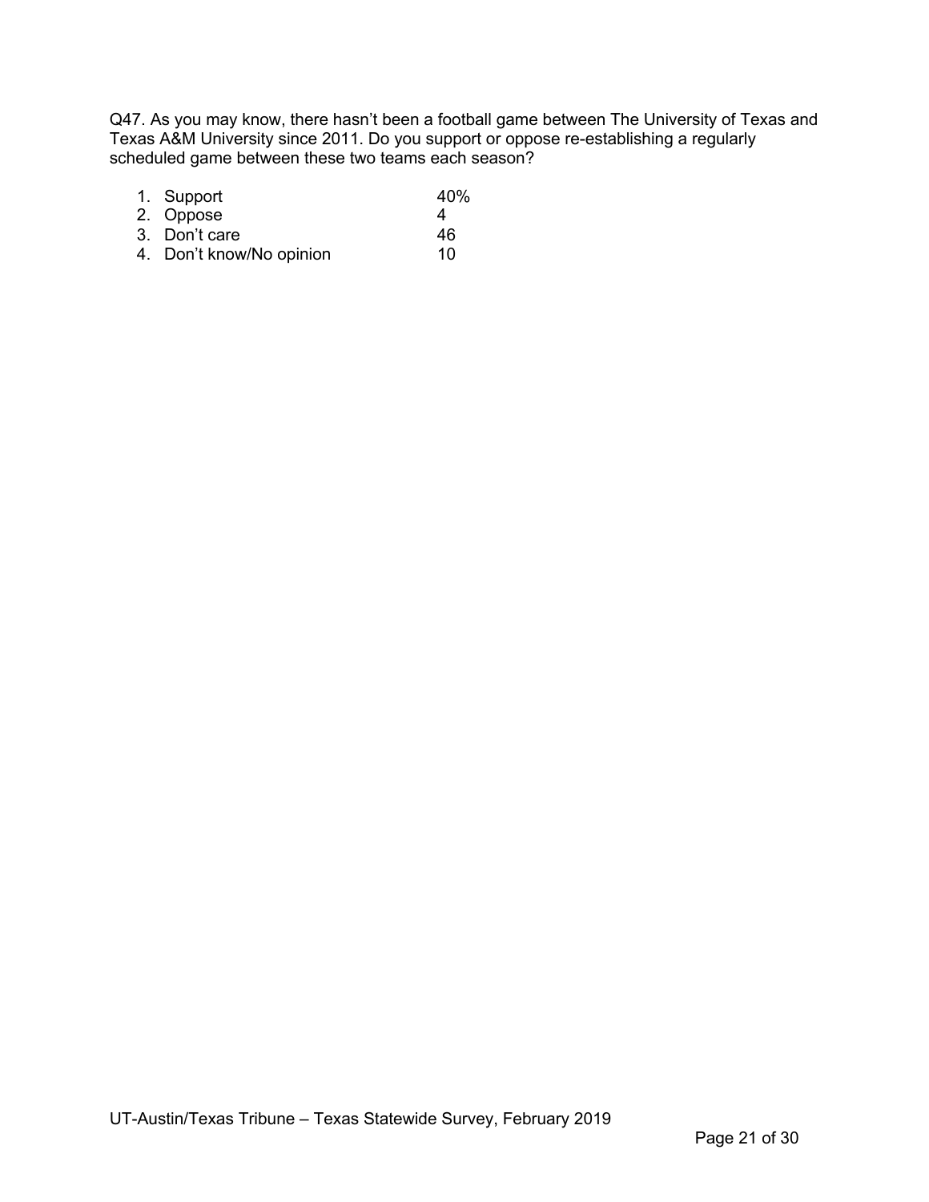Q47. As you may know, there hasn't been a football game between The University of Texas and Texas A&M University since 2011. Do you support or oppose re-establishing a regularly scheduled game between these two teams each season?

| | |
|---|---|
| 1. Support | 40% |
| 2. Oppose | 4 |
| 3. Don't care | 46 |
| 4. Don't know/No opinion | 10 |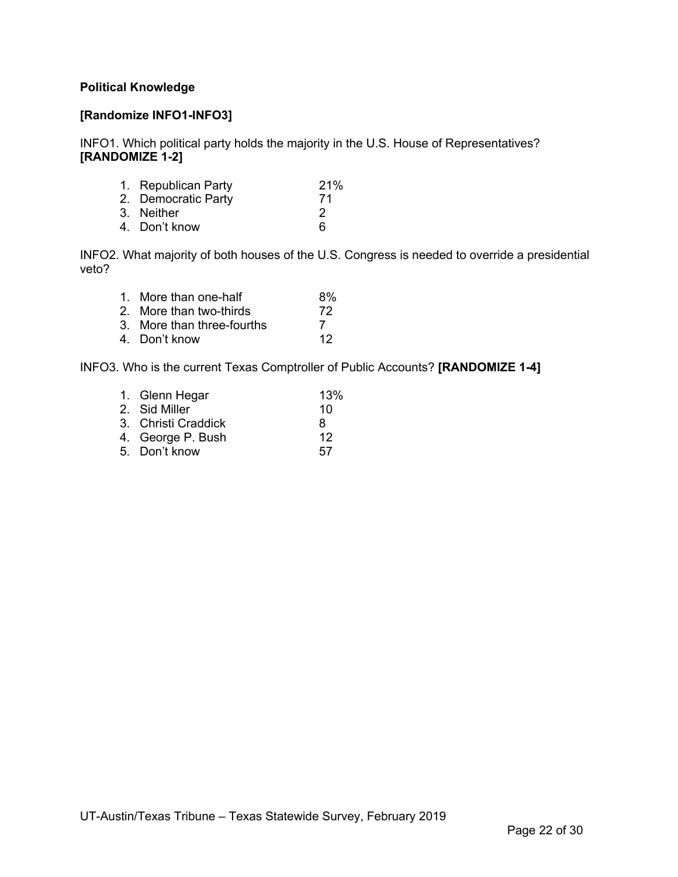**Political Knowledge**

**[Randomize INFO1-INFO3]**

INFO1. Which political party holds the majority in the U.S. House of Representatives? **[RANDOMIZE 1-2]**

| | |
|---|---|
| 1. Republican Party | 21% |
| 2. Democratic Party | 71 |
| 3. Neither | 2 |
| 4. Don't know | 6 |

INFO2. What majority of both houses of the U.S. Congress is needed to override a presidential veto?

| | |
|---|---|
| 1. More than one-half | 8% |
| 2. More than two-thirds | 72 |
| 3. More than three-fourths | 7 |
| 4. Don't know | 12 |

INFO3. Who is the current Texas Comptroller of Public Accounts? **[RANDOMIZE 1-4]**

| | |
|---|---|
| 1. Glenn Hegar | 13% |
| 2. Sid Miller | 10 |
| 3. Christi Craddick | 8 |
| 4. George P. Bush | 12 |
| 5. Don't know | 57 |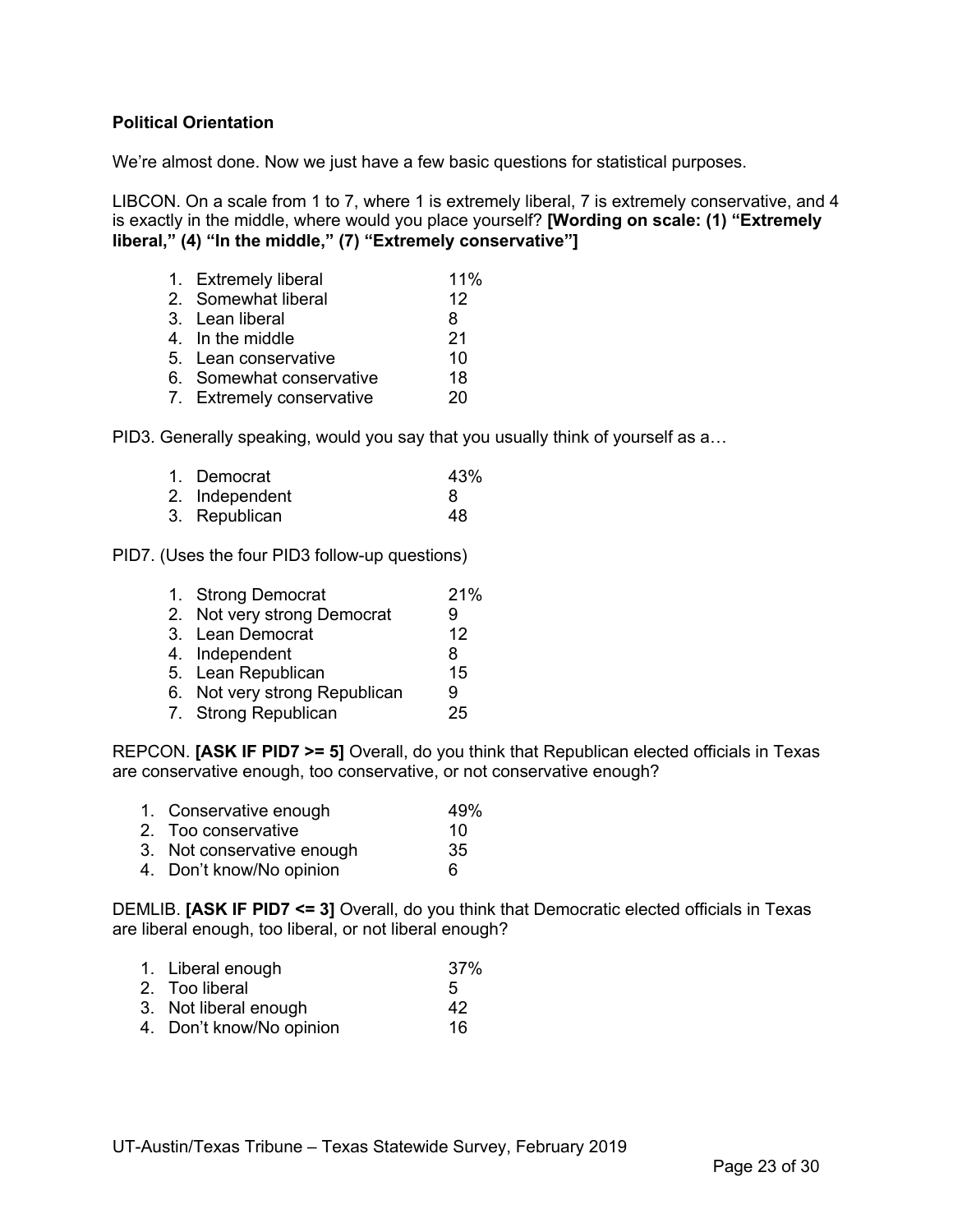**Political Orientation**

We're almost done. Now we just have a few basic questions for statistical purposes.

LIBCON. On a scale from 1 to 7, where 1 is extremely liberal, 7 is extremely conservative, and 4 is exactly in the middle, where would you place yourself? **[Wording on scale: (1) "Extremely liberal," (4) "In the middle," (7) "Extremely conservative"]**

| | |
|---|---|
| 1. Extremely liberal | 11% |
| 2. Somewhat liberal | 12 |
| 3. Lean liberal | 8 |
| 4. In the middle | 21 |
| 5. Lean conservative | 10 |
| 6. Somewhat conservative | 18 |
| 7. Extremely conservative | 20 |

PID3. Generally speaking, would you say that you usually think of yourself as a…

| | |
|---|---|
| 1. Democrat | 43% |
| 2. Independent | 8 |
| 3. Republican | 48 |

PID7. (Uses the four PID3 follow-up questions)

| | |
|---|---|
| 1. Strong Democrat | 21% |
| 2. Not very strong Democrat | 9 |
| 3. Lean Democrat | 12 |
| 4. Independent | 8 |
| 5. Lean Republican | 15 |
| 6. Not very strong Republican | 9 |
| 7. Strong Republican | 25 |

REPCON. **[ASK IF PID7 >= 5]** Overall, do you think that Republican elected officials in Texas are conservative enough, too conservative, or not conservative enough?

| | |
|---|---|
| 1. Conservative enough | 49% |
| 2. Too conservative | 10 |
| 3. Not conservative enough | 35 |
| 4. Don't know/No opinion | 6 |

DEMLIB. **[ASK IF PID7 <= 3]** Overall, do you think that Democratic elected officials in Texas are liberal enough, too liberal, or not liberal enough?

| | |
|---|---|
| 1. Liberal enough | 37% |
| 2. Too liberal | 5 |
| 3. Not liberal enough | 42 |
| 4. Don't know/No opinion | 16 |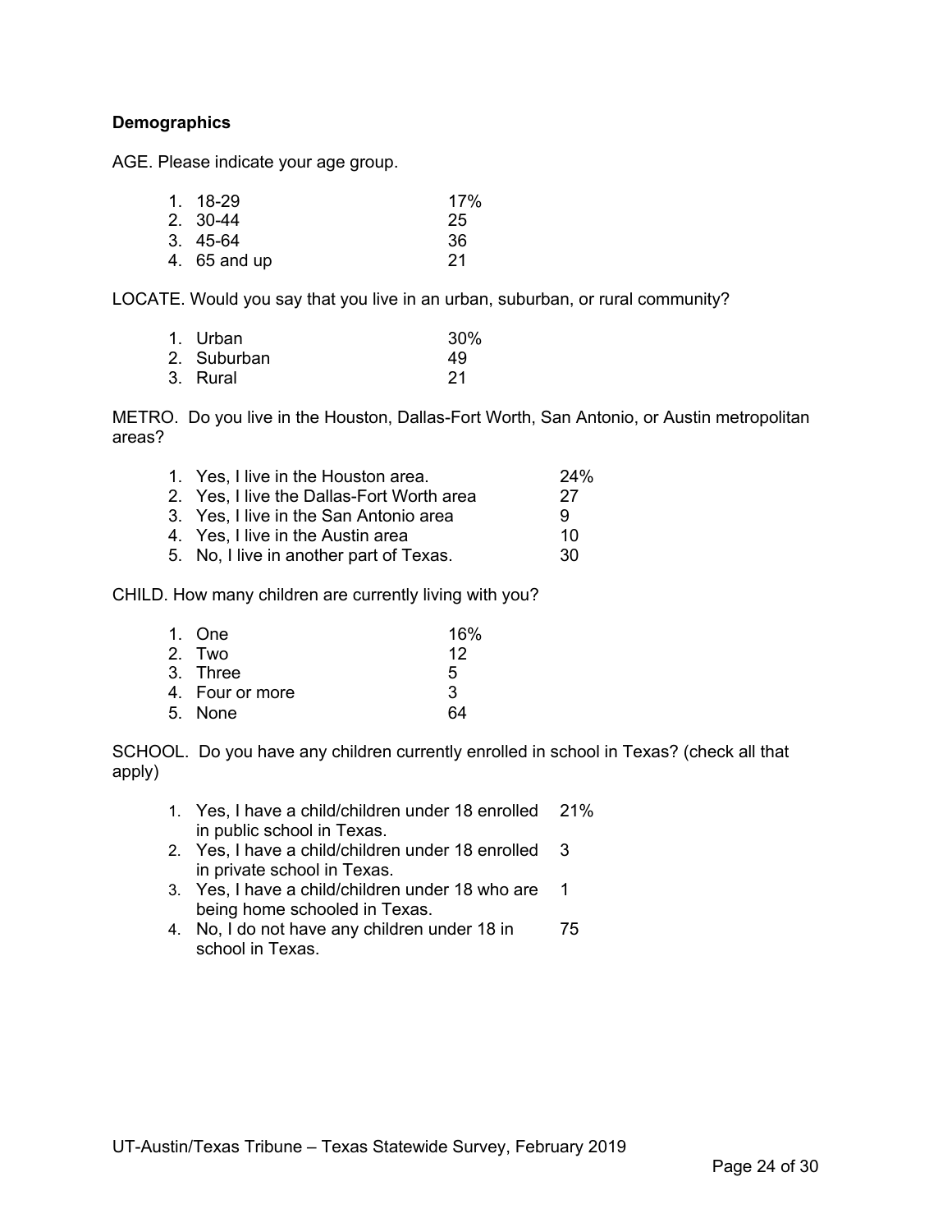**Demographics**

AGE. Please indicate your age group.

1. 18-29 17%
2. 30-44 25
3. 45-64 36
4. 65 and up 21

LOCATE. Would you say that you live in an urban, suburban, or rural community?

1. Urban 30%
2. Suburban 49
3. Rural 21

METRO. Do you live in the Houston, Dallas-Fort Worth, San Antonio, or Austin metropolitan areas?

1. Yes, I live in the Houston area. 24%
2. Yes, I live the Dallas-Fort Worth area 27
3. Yes, I live in the San Antonio area 9
4. Yes, I live in the Austin area 10
5. No, I live in another part of Texas. 30

CHILD. How many children are currently living with you?

1. One 16%
2. Two 12
3. Three 5
4. Four or more 3
5. None 64

SCHOOL. Do you have any children currently enrolled in school in Texas? (check all that apply)

1. Yes, I have a child/children under 18 enrolled in public school in Texas. 21%
2. Yes, I have a child/children under 18 enrolled in private school in Texas. 3
3. Yes, I have a child/children under 18 who are being home schooled in Texas. 1
4. No, I do not have any children under 18 in school in Texas. 75

UT-Austin/Texas Tribune – Texas Statewide Survey, February 2019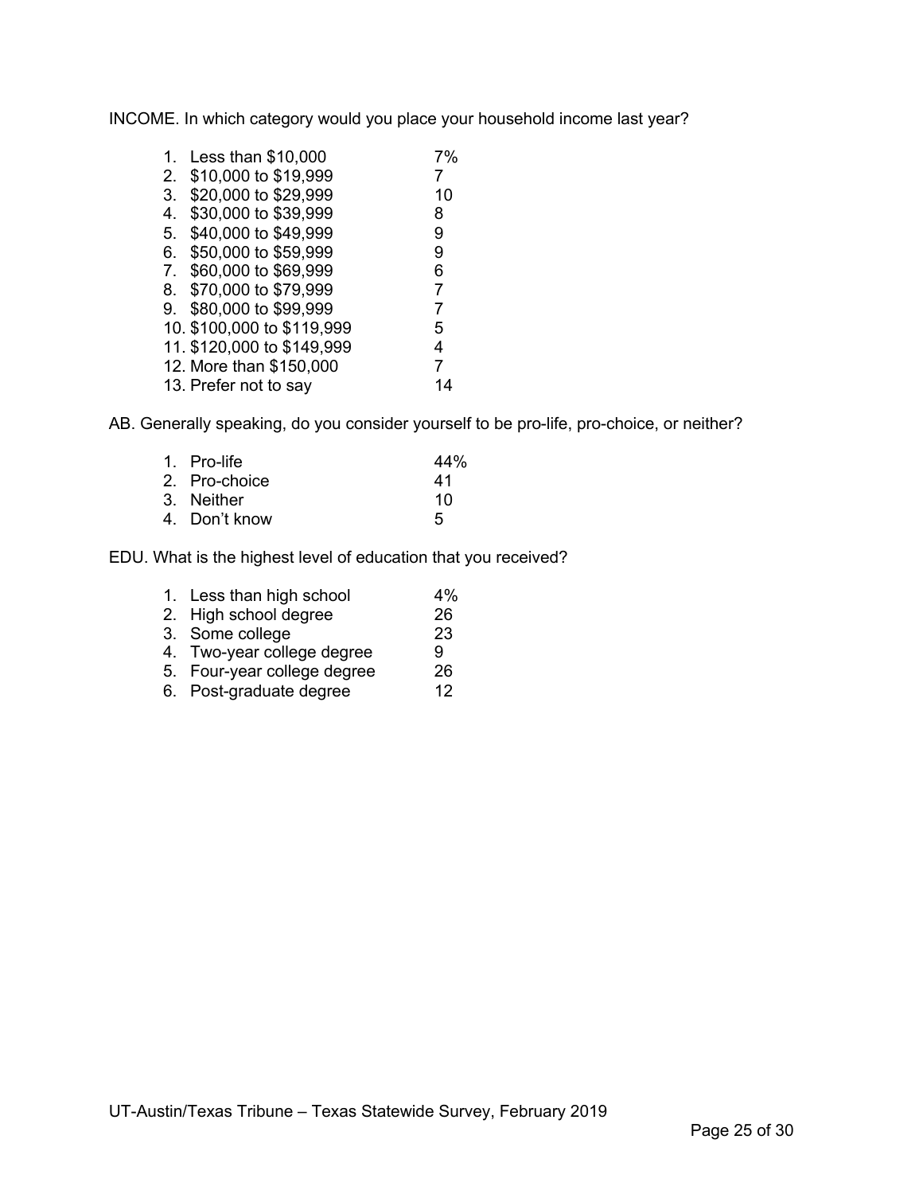INCOME. In which category would you place your household income last year?

| | |
|---|---|
| 1. Less than $10,000 | 7% |
| 2. $10,000 to $19,999 | 7 |
| 3. $20,000 to $29,999 | 10 |
| 4. $30,000 to $39,999 | 8 |
| 5. $40,000 to $49,999 | 9 |
| 6. $50,000 to $59,999 | 9 |
| 7. $60,000 to $69,999 | 6 |
| 8. $70,000 to $79,999 | 7 |
| 9. $80,000 to $99,999 | 7 |
| 10. $100,000 to $119,999 | 5 |
| 11. $120,000 to $149,999 | 4 |
| 12. More than $150,000 | 7 |
| 13. Prefer not to say | 14 |

AB. Generally speaking, do you consider yourself to be pro-life, pro-choice, or neither?

| | |
|---|---|
| 1. Pro-life | 44% |
| 2. Pro-choice | 41 |
| 3. Neither | 10 |
| 4. Don't know | 5 |

EDU. What is the highest level of education that you received?

| | |
|---|---|
| 1. Less than high school | 4% |
| 2. High school degree | 26 |
| 3. Some college | 23 |
| 4. Two-year college degree | 9 |
| 5. Four-year college degree | 26 |
| 6. Post-graduate degree | 12 |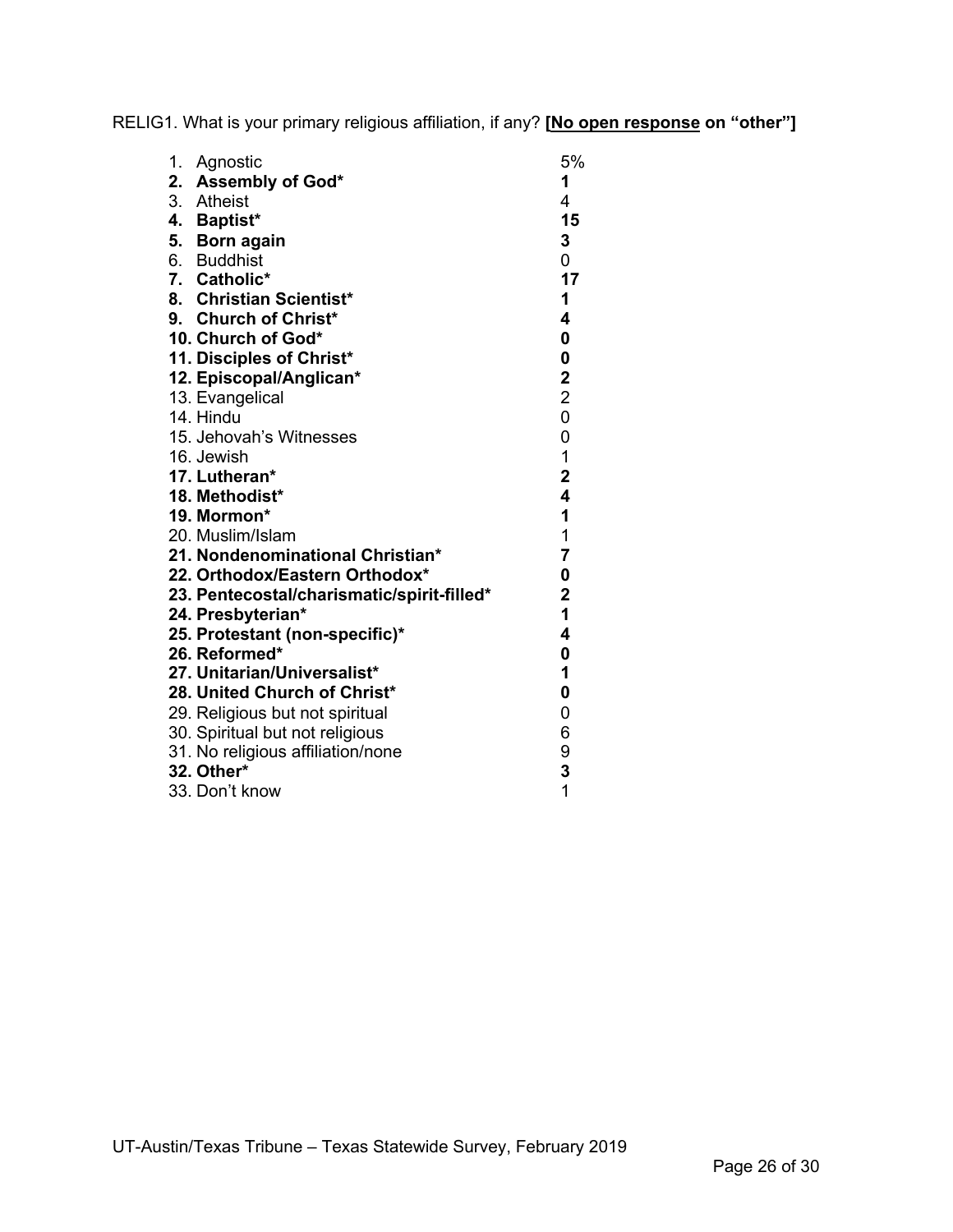RELIG1. What is your primary religious affiliation, if any? **[<u>No open response</u> on "other"]**

| | |
|---|---|
| 1. Agnostic | 5% |
| **2. Assembly of God*** | **1** |
| 3. Atheist | 4 |
| **4. Baptist*** | **15** |
| **5. Born again** | **3** |
| 6. Buddhist | 0 |
| **7. Catholic*** | **17** |
| **8. Christian Scientist*** | **1** |
| **9. Church of Christ*** | **4** |
| **10. Church of God*** | **0** |
| **11. Disciples of Christ*** | **0** |
| **12. Episcopal/Anglican*** | **2** |
| 13. Evangelical | 2 |
| 14. Hindu | 0 |
| 15. Jehovah's Witnesses | 0 |
| 16. Jewish | 1 |
| **17. Lutheran*** | **2** |
| **18. Methodist*** | **4** |
| **19. Mormon*** | **1** |
| 20. Muslim/Islam | 1 |
| **21. Nondenominational Christian*** | **7** |
| **22. Orthodox/Eastern Orthodox*** | **0** |
| **23. Pentecostal/charismatic/spirit-filled*** | **2** |
| **24. Presbyterian*** | **1** |
| **25. Protestant (non-specific)*** | **4** |
| **26. Reformed*** | **0** |
| **27. Unitarian/Universalist*** | **1** |
| **28. United Church of Christ*** | **0** |
| 29. Religious but not spiritual | 0 |
| 30. Spiritual but not religious | 6 |
| 31. No religious affiliation/none | 9 |
| **32. Other*** | **3** |
| 33. Don't know | 1 |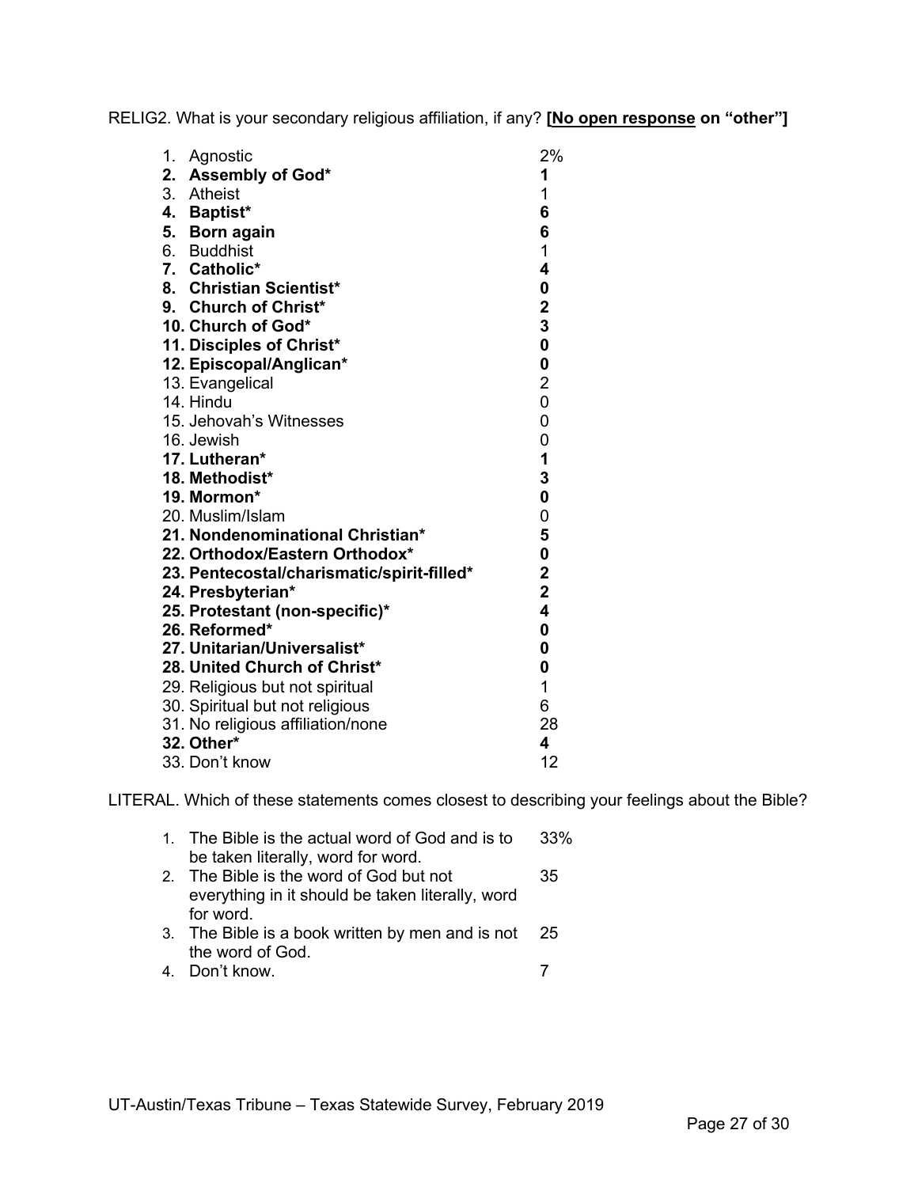RELIG2. What is your secondary religious affiliation, if any? **[<u>No open response</u> on "other"]**

| | |
|---|---|
| 1. Agnostic | 2% |
| **2. Assembly of God*** | **1** |
| 3. Atheist | 1 |
| **4. Baptist*** | **6** |
| **5. Born again** | **6** |
| 6. Buddhist | 1 |
| **7. Catholic*** | **4** |
| **8. Christian Scientist*** | **0** |
| **9. Church of Christ*** | **2** |
| **10. Church of God*** | **3** |
| **11. Disciples of Christ*** | **0** |
| **12. Episcopal/Anglican*** | **0** |
| 13. Evangelical | 2 |
| 14. Hindu | 0 |
| 15. Jehovah's Witnesses | 0 |
| 16. Jewish | 0 |
| **17. Lutheran*** | **1** |
| **18. Methodist*** | **3** |
| **19. Mormon*** | **0** |
| 20. Muslim/Islam | 0 |
| **21. Nondenominational Christian*** | **5** |
| **22. Orthodox/Eastern Orthodox*** | **0** |
| **23. Pentecostal/charismatic/spirit-filled*** | **2** |
| **24. Presbyterian*** | **2** |
| **25. Protestant (non-specific)*** | **4** |
| **26. Reformed*** | **0** |
| **27. Unitarian/Universalist*** | **0** |
| **28. United Church of Christ*** | **0** |
| 29. Religious but not spiritual | 1 |
| 30. Spiritual but not religious | 6 |
| 31. No religious affiliation/none | 28 |
| **32. Other*** | **4** |
| 33. Don't know | 12 |

LITERAL. Which of these statements comes closest to describing your feelings about the Bible?

| | |
|---|---|
| 1. The Bible is the actual word of God and is to be taken literally, word for word. | 33% |
| 2. The Bible is the word of God but not everything in it should be taken literally, word for word. | 35 |
| 3. The Bible is a book written by men and is not the word of God. | 25 |
| 4. Don't know. | 7 |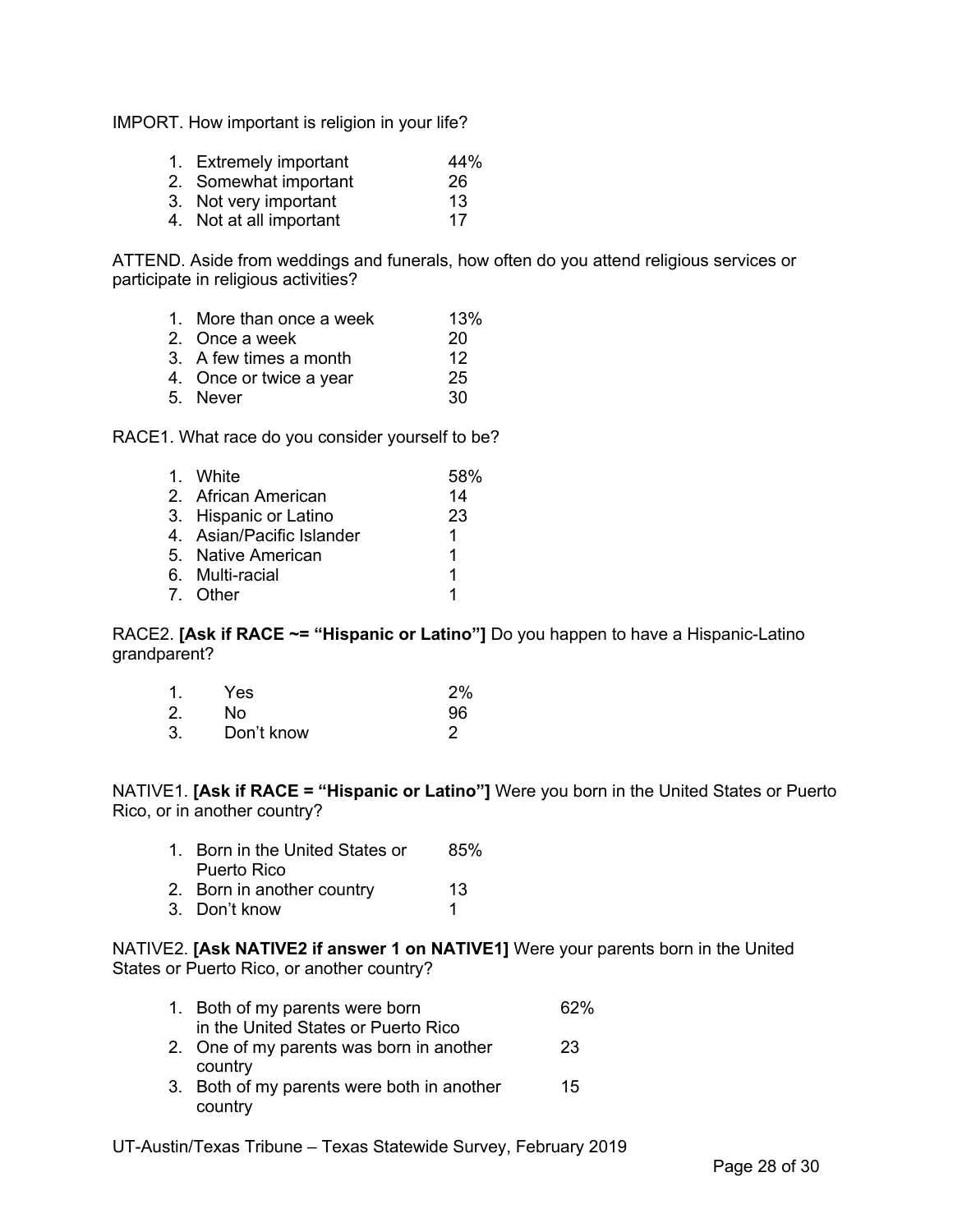IMPORT. How important is religion in your life?

| | |
|---|---|
| 1. Extremely important | 44% |
| 2. Somewhat important | 26 |
| 3. Not very important | 13 |
| 4. Not at all important | 17 |

ATTEND. Aside from weddings and funerals, how often do you attend religious services or participate in religious activities?

| | |
|---|---|
| 1. More than once a week | 13% |
| 2. Once a week | 20 |
| 3. A few times a month | 12 |
| 4. Once or twice a year | 25 |
| 5. Never | 30 |

RACE1. What race do you consider yourself to be?

| | |
|---|---|
| 1. White | 58% |
| 2. African American | 14 |
| 3. Hispanic or Latino | 23 |
| 4. Asian/Pacific Islander | 1 |
| 5. Native American | 1 |
| 6. Multi-racial | 1 |
| 7. Other | 1 |

RACE2. **[Ask if RACE ~= "Hispanic or Latino"]** Do you happen to have a Hispanic-Latino grandparent?

| | |
|---|---|
| 1. Yes | 2% |
| 2. No | 96 |
| 3. Don't know | 2 |

NATIVE1. **[Ask if RACE = "Hispanic or Latino"]** Were you born in the United States or Puerto Rico, or in another country?

| | |
|---|---|
| 1. Born in the United States or Puerto Rico | 85% |
| 2. Born in another country | 13 |
| 3. Don't know | 1 |

NATIVE2. **[Ask NATIVE2 if answer 1 on NATIVE1]** Were your parents born in the United States or Puerto Rico, or another country?

| | |
|---|---|
| 1. Both of my parents were born in the United States or Puerto Rico | 62% |
| 2. One of my parents was born in another country | 23 |
| 3. Both of my parents were both in another country | 15 |

UT-Austin/Texas Tribune – Texas Statewide Survey, February 2019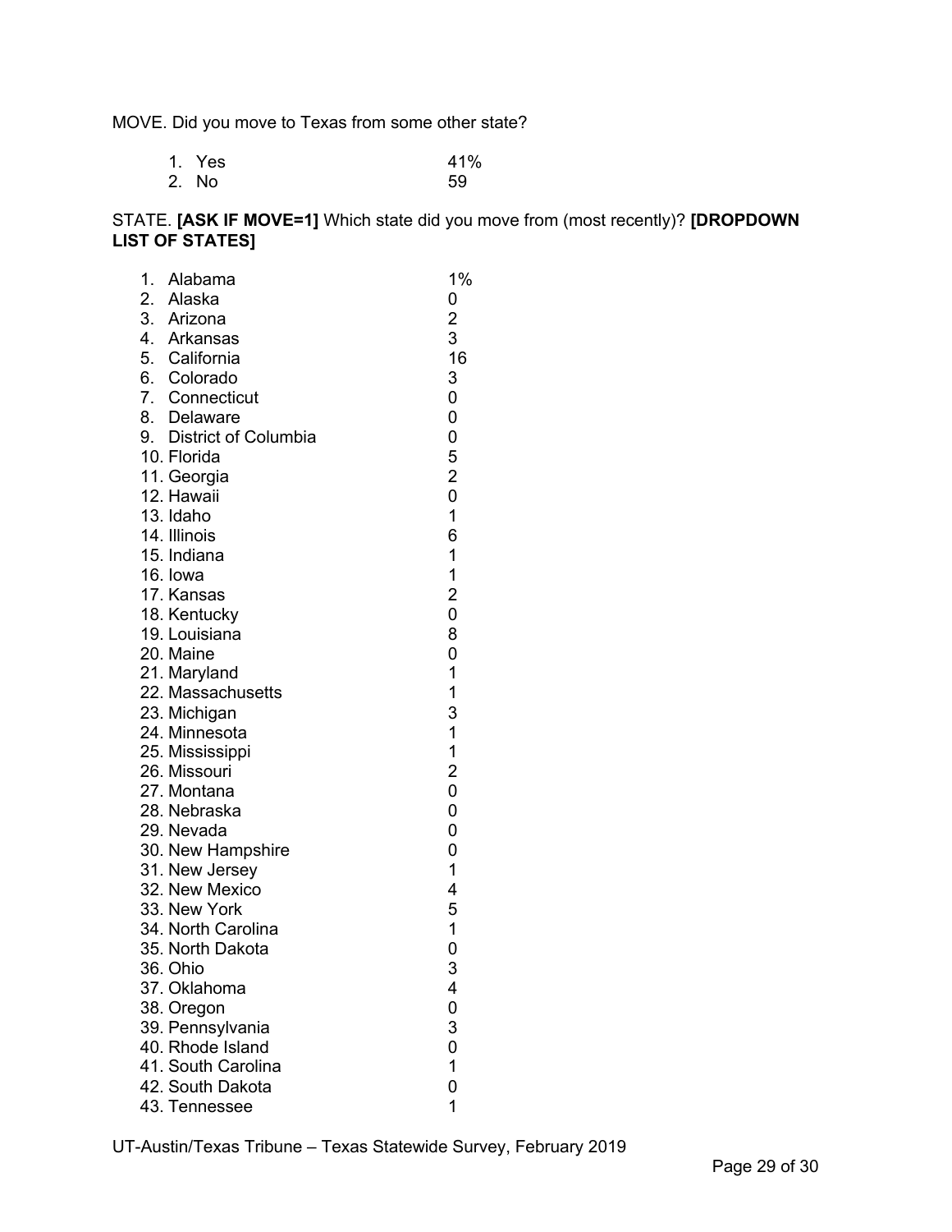MOVE. Did you move to Texas from some other state?

| | |
|---|---|
| 1. Yes | 41% |
| 2. No | 59 |

STATE. **[ASK IF MOVE=1]** Which state did you move from (most recently)? **[DROPDOWN LIST OF STATES]**

| | |
|---|---|
| 1. Alabama | 1% |
| 2. Alaska | 0 |
| 3. Arizona | 2 |
| 4. Arkansas | 3 |
| 5. California | 16 |
| 6. Colorado | 3 |
| 7. Connecticut | 0 |
| 8. Delaware | 0 |
| 9. District of Columbia | 0 |
| 10. Florida | 5 |
| 11. Georgia | 2 |
| 12. Hawaii | 0 |
| 13. Idaho | 1 |
| 14. Illinois | 6 |
| 15. Indiana | 1 |
| 16. Iowa | 1 |
| 17. Kansas | 2 |
| 18. Kentucky | 0 |
| 19. Louisiana | 8 |
| 20. Maine | 0 |
| 21. Maryland | 1 |
| 22. Massachusetts | 1 |
| 23. Michigan | 3 |
| 24. Minnesota | 1 |
| 25. Mississippi | 1 |
| 26. Missouri | 2 |
| 27. Montana | 0 |
| 28. Nebraska | 0 |
| 29. Nevada | 0 |
| 30. New Hampshire | 0 |
| 31. New Jersey | 1 |
| 32. New Mexico | 4 |
| 33. New York | 5 |
| 34. North Carolina | 1 |
| 35. North Dakota | 0 |
| 36. Ohio | 3 |
| 37. Oklahoma | 4 |
| 38. Oregon | 0 |
| 39. Pennsylvania | 3 |
| 40. Rhode Island | 0 |
| 41. South Carolina | 1 |
| 42. South Dakota | 0 |
| 43. Tennessee | 1 |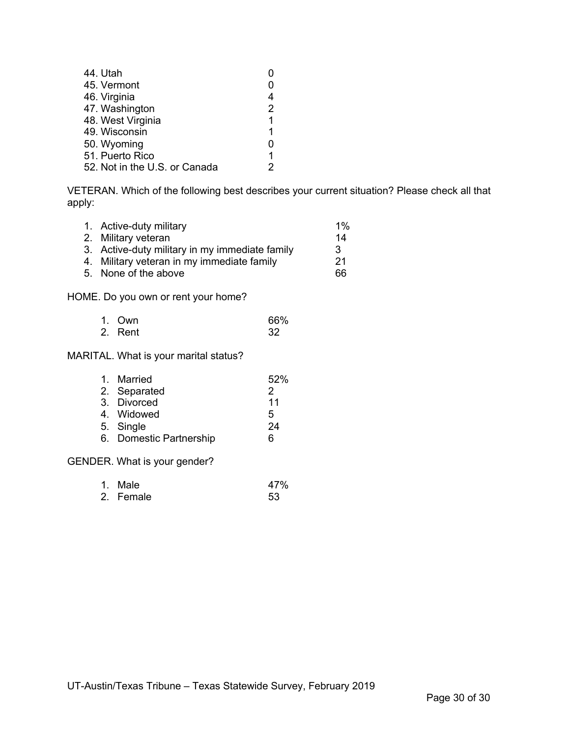| | |
|---|---|
| 44. Utah | 0 |
| 45. Vermont | 0 |
| 46. Virginia | 4 |
| 47. Washington | 2 |
| 48. West Virginia | 1 |
| 49. Wisconsin | 1 |
| 50. Wyoming | 0 |
| 51. Puerto Rico | 1 |
| 52. Not in the U.S. or Canada | 2 |

VETERAN. Which of the following best describes your current situation? Please check all that apply:

| | |
|---|---|
| 1. Active-duty military | 1% |
| 2. Military veteran | 14 |
| 3. Active-duty military in my immediate family | 3 |
| 4. Military veteran in my immediate family | 21 |
| 5. None of the above | 66 |

HOME. Do you own or rent your home?

| | |
|---|---|
| 1. Own | 66% |
| 2. Rent | 32 |

MARITAL. What is your marital status?

| | |
|---|---|
| 1. Married | 52% |
| 2. Separated | 2 |
| 3. Divorced | 11 |
| 4. Widowed | 5 |
| 5. Single | 24 |
| 6. Domestic Partnership | 6 |

GENDER. What is your gender?

| | |
|---|---|
| 1. Male | 47% |
| 2. Female | 53 |